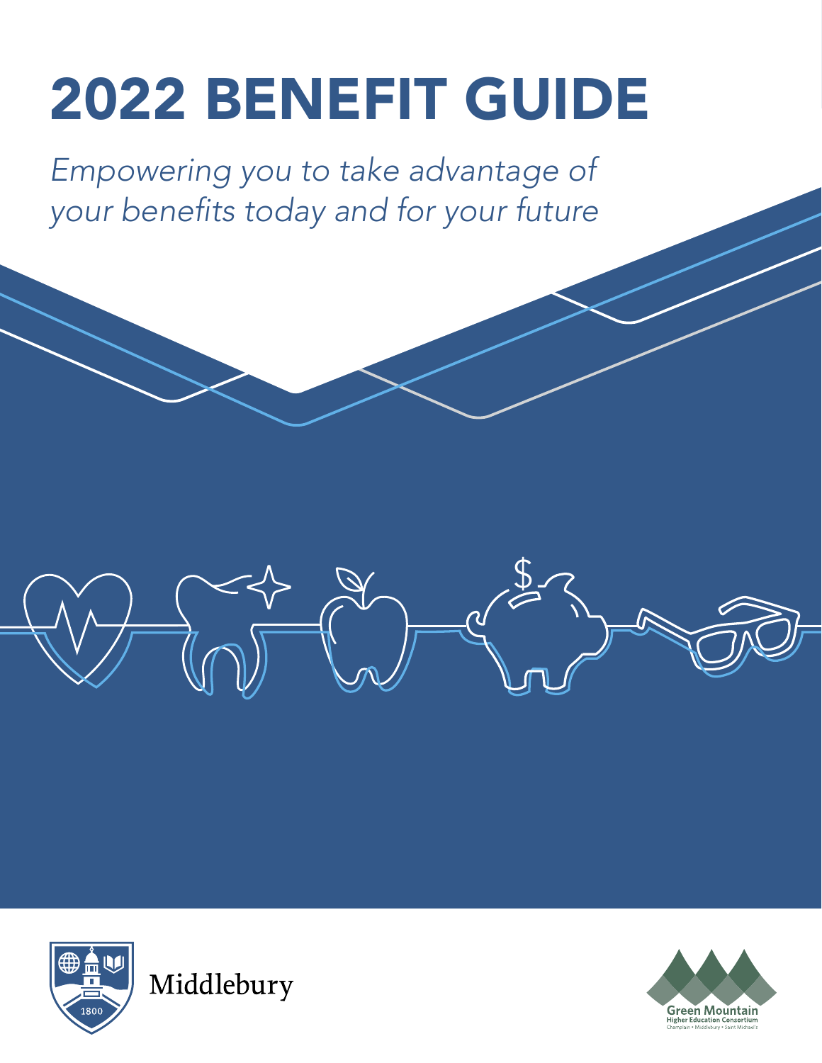# 2022 BENEFIT GUIDE

*Empowering you to take advantage of your benefits today and for your future*

Middlebury

Green Mountain
Higher Education Consortium
Champlain • Middlebury • Saint Michael's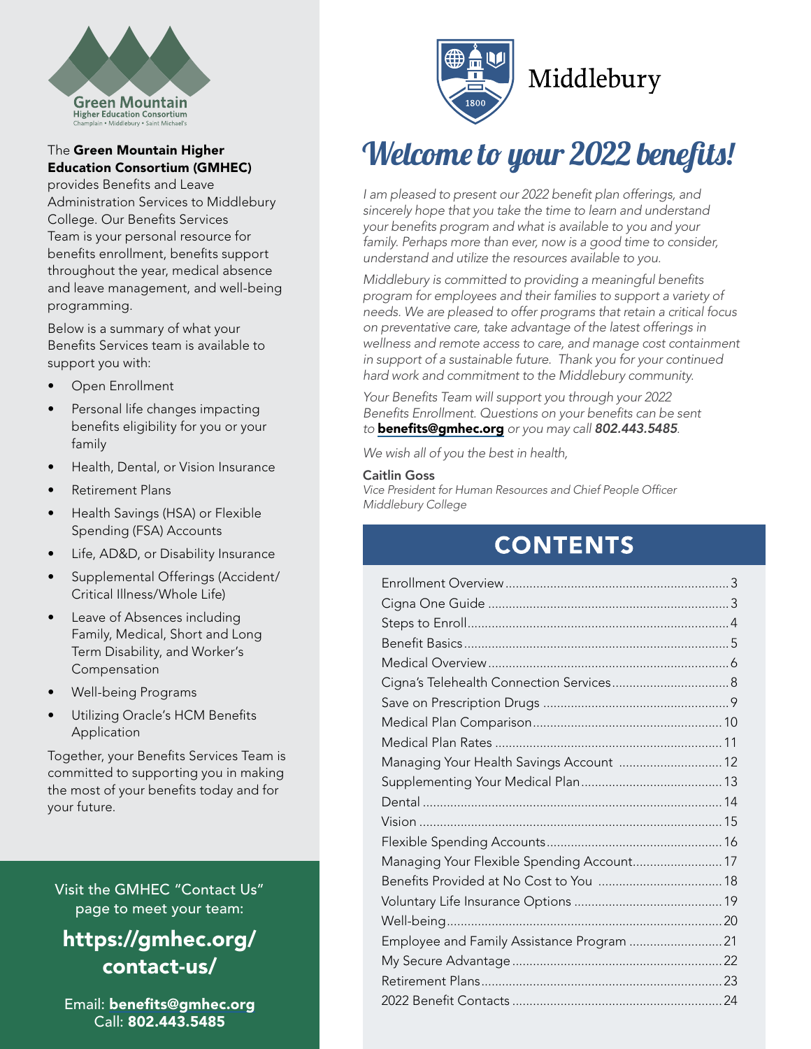Green Mountain Higher Education Consortium
Champlain • Middlebury • Saint Michael's

The **Green Mountain Higher Education Consortium (GMHEC)** provides Benefits and Leave Administration Services to Middlebury College. Our Benefits Services Team is your personal resource for benefits enrollment, benefits support throughout the year, medical absence and leave management, and well-being programming.

Below is a summary of what your Benefits Services team is available to support you with:

- Open Enrollment
- Personal life changes impacting benefits eligibility for you or your family
- Health, Dental, or Vision Insurance
- Retirement Plans
- Health Savings (HSA) or Flexible Spending (FSA) Accounts
- Life, AD&D, or Disability Insurance
- Supplemental Offerings (Accident/ Critical Illness/Whole Life)
- Leave of Absences including Family, Medical, Short and Long Term Disability, and Worker's Compensation
- Well-being Programs
- Utilizing Oracle's HCM Benefits Application

Together, your Benefits Services Team is committed to supporting you in making the most of your benefits today and for your future.

Visit the GMHEC "Contact Us" page to meet your team:

**https://gmhec.org/contact-us/**

Email: **benefits@gmhec.org**
Call: **802.443.5485**

Middlebury

# Welcome to your 2022 benefits!

*I am pleased to present our 2022 benefit plan offerings, and sincerely hope that you take the time to learn and understand your benefits program and what is available to you and your family. Perhaps more than ever, now is a good time to consider, understand and utilize the resources available to you.*

*Middlebury is committed to providing a meaningful benefits program for employees and their families to support a variety of needs. We are pleased to offer programs that retain a critical focus on preventative care, take advantage of the latest offerings in wellness and remote access to care, and manage cost containment in support of a sustainable future. Thank you for your continued hard work and commitment to the Middlebury community.*

*Your Benefits Team will support you through your 2022 Benefits Enrollment. Questions on your benefits can be sent to* **benefits@gmhec.org** *or you may call* ***802.443.5485***.

*We wish all of you the best in health,*

Caitlin Goss
*Vice President for Human Resources and Chief People Officer*
*Middlebury College*

## CONTENTS

| | |
|---|---|
| Enrollment Overview | 3 |
| Cigna One Guide | 3 |
| Steps to Enroll | 4 |
| Benefit Basics | 5 |
| Medical Overview | 6 |
| Cigna's Telehealth Connection Services | 8 |
| Save on Prescription Drugs | 9 |
| Medical Plan Comparison | 10 |
| Medical Plan Rates | 11 |
| Managing Your Health Savings Account | 12 |
| Supplementing Your Medical Plan | 13 |
| Dental | 14 |
| Vision | 15 |
| Flexible Spending Accounts | 16 |
| Managing Your Flexible Spending Account | 17 |
| Benefits Provided at No Cost to You | 18 |
| Voluntary Life Insurance Options | 19 |
| Well-being | 20 |
| Employee and Family Assistance Program | 21 |
| My Secure Advantage | 22 |
| Retirement Plans | 23 |
| 2022 Benefit Contacts | 24 |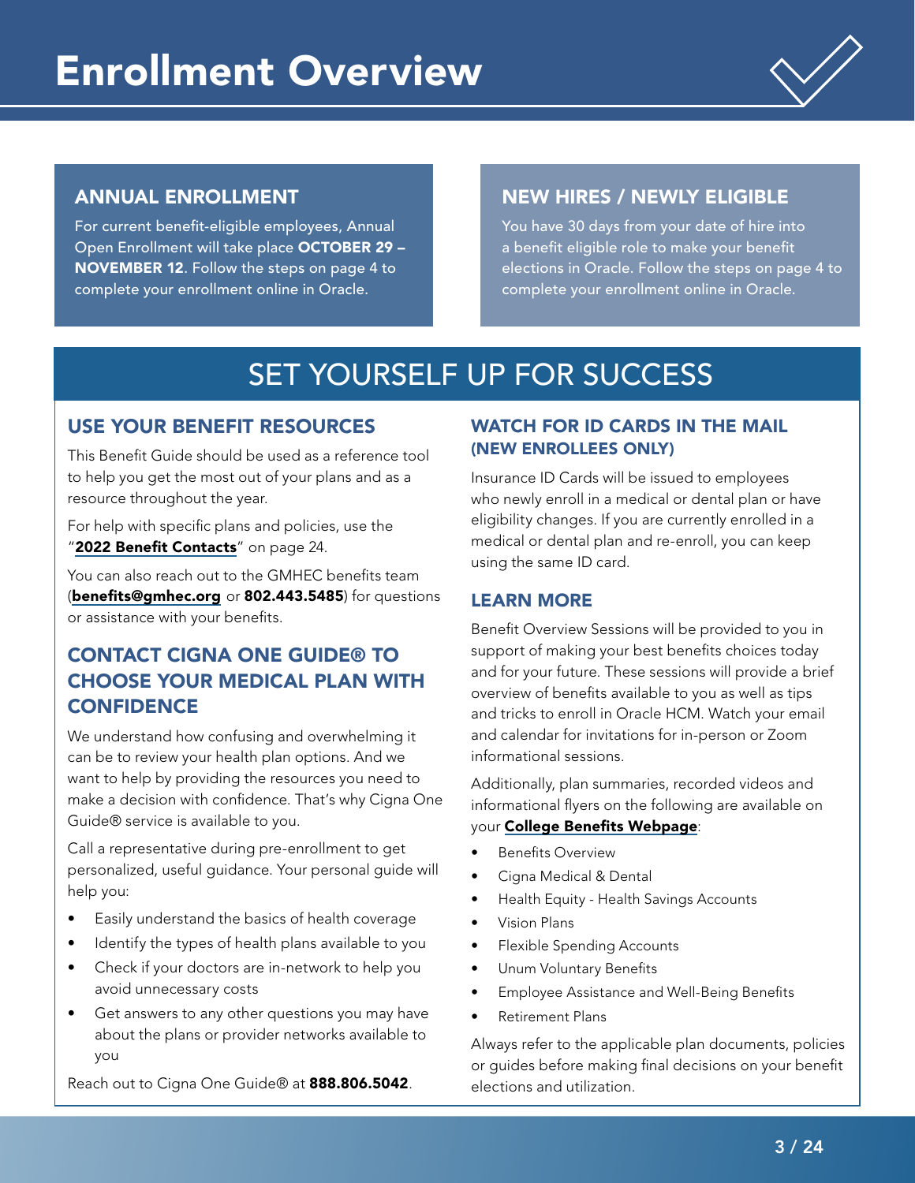# Enrollment Overview

## ANNUAL ENROLLMENT

For current benefit-eligible employees, Annual Open Enrollment will take place **OCTOBER 29 – NOVEMBER 12**. Follow the steps on page 4 to complete your enrollment online in Oracle.

## NEW HIRES / NEWLY ELIGIBLE

You have 30 days from your date of hire into a benefit eligible role to make your benefit elections in Oracle. Follow the steps on page 4 to complete your enrollment online in Oracle.

# SET YOURSELF UP FOR SUCCESS

## USE YOUR BENEFIT RESOURCES

This Benefit Guide should be used as a reference tool to help you get the most out of your plans and as a resource throughout the year.

For help with specific plans and policies, use the "**2022 Benefit Contacts**" on page 24.

You can also reach out to the GMHEC benefits team (**benefits@gmhec.org** or **802.443.5485**) for questions or assistance with your benefits.

## CONTACT CIGNA ONE GUIDE® TO CHOOSE YOUR MEDICAL PLAN WITH CONFIDENCE

We understand how confusing and overwhelming it can be to review your health plan options. And we want to help by providing the resources you need to make a decision with confidence. That's why Cigna One Guide® service is available to you.

Call a representative during pre-enrollment to get personalized, useful guidance. Your personal guide will help you:

- Easily understand the basics of health coverage
- Identify the types of health plans available to you
- Check if your doctors are in-network to help you avoid unnecessary costs
- Get answers to any other questions you may have about the plans or provider networks available to you

Reach out to Cigna One Guide® at **888.806.5042**.

## WATCH FOR ID CARDS IN THE MAIL (NEW ENROLLEES ONLY)

Insurance ID Cards will be issued to employees who newly enroll in a medical or dental plan or have eligibility changes. If you are currently enrolled in a medical or dental plan and re-enroll, you can keep using the same ID card.

## LEARN MORE

Benefit Overview Sessions will be provided to you in support of making your best benefits choices today and for your future. These sessions will provide a brief overview of benefits available to you as well as tips and tricks to enroll in Oracle HCM. Watch your email and calendar for invitations for in-person or Zoom informational sessions.

Additionally, plan summaries, recorded videos and informational flyers on the following are available on your **College Benefits Webpage**:

- Benefits Overview
- Cigna Medical & Dental
- Health Equity - Health Savings Accounts
- Vision Plans
- Flexible Spending Accounts
- Unum Voluntary Benefits
- Employee Assistance and Well-Being Benefits
- Retirement Plans

Always refer to the applicable plan documents, policies or guides before making final decisions on your benefit elections and utilization.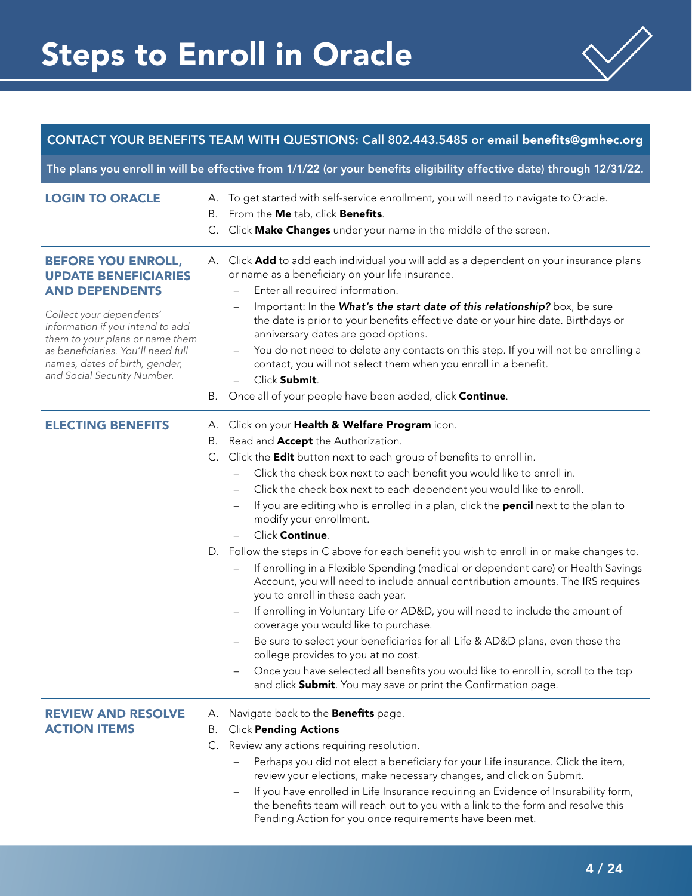# Steps to Enroll in Oracle

**CONTACT YOUR BENEFITS TEAM WITH QUESTIONS: Call 802.443.5485 or email benefits@gmhec.org**

**The plans you enroll in will be effective from 1/1/22 (or your benefits eligibility effective date) through 12/31/22.**

## LOGIN TO ORACLE

A. To get started with self-service enrollment, you will need to navigate to Oracle.
B. From the **Me** tab, click **Benefits**.
C. Click **Make Changes** under your name in the middle of the screen.

## BEFORE YOU ENROLL, UPDATE BENEFICIARIES AND DEPENDENTS

*Collect your dependents' information if you intend to add them to your plans or name them as beneficiaries. You'll need full names, dates of birth, gender, and Social Security Number.*

A. Click **Add** to add each individual you will add as a dependent on your insurance plans or name as a beneficiary on your life insurance.
   - Enter all required information.
   - Important: In the ***What's the start date of this relationship?*** box, be sure the date is prior to your benefits effective date or your hire date. Birthdays or anniversary dates are good options.
   - You do not need to delete any contacts on this step. If you will not be enrolling a contact, you will not select them when you enroll in a benefit.
   - Click **Submit**.
B. Once all of your people have been added, click **Continue**.

## ELECTING BENEFITS

A. Click on your **Health & Welfare Program** icon.
B. Read and **Accept** the Authorization.
C. Click the **Edit** button next to each group of benefits to enroll in.
   - Click the check box next to each benefit you would like to enroll in.
   - Click the check box next to each dependent you would like to enroll.
   - If you are editing who is enrolled in a plan, click the **pencil** next to the plan to modify your enrollment.
   - Click **Continue**.
D. Follow the steps in C above for each benefit you wish to enroll in or make changes to.
   - If enrolling in a Flexible Spending (medical or dependent care) or Health Savings Account, you will need to include annual contribution amounts. The IRS requires you to enroll in these each year.
   - If enrolling in Voluntary Life or AD&D, you will need to include the amount of coverage you would like to purchase.
   - Be sure to select your beneficiaries for all Life & AD&D plans, even those the college provides to you at no cost.
   - Once you have selected all benefits you would like to enroll in, scroll to the top and click **Submit**. You may save or print the Confirmation page.

## REVIEW AND RESOLVE ACTION ITEMS

A. Navigate back to the **Benefits** page.
B. Click **Pending Actions**
C. Review any actions requiring resolution.
   - Perhaps you did not elect a beneficiary for your Life insurance. Click the item, review your elections, make necessary changes, and click on Submit.
   - If you have enrolled in Life Insurance requiring an Evidence of Insurability form, the benefits team will reach out to you with a link to the form and resolve this Pending Action for you once requirements have been met.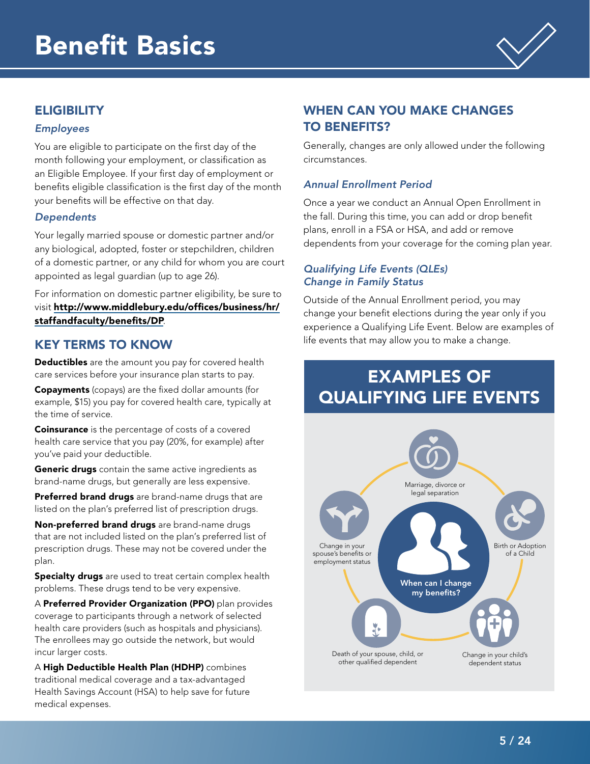# Benefit Basics

## ELIGIBILITY

### *Employees*

You are eligible to participate on the first day of the month following your employment, or classification as an Eligible Employee. If your first day of employment or benefits eligible classification is the first day of the month your benefits will be effective on that day.

### *Dependents*

Your legally married spouse or domestic partner and/or any biological, adopted, foster or stepchildren, children of a domestic partner, or any child for whom you are court appointed as legal guardian (up to age 26).

For information on domestic partner eligibility, be sure to visit **http://www.middlebury.edu/offices/business/hr/staffandfaculty/benefits/DP**.

## KEY TERMS TO KNOW

**Deductibles** are the amount you pay for covered health care services before your insurance plan starts to pay.

**Copayments** (copays) are the fixed dollar amounts (for example, $15) you pay for covered health care, typically at the time of service.

**Coinsurance** is the percentage of costs of a covered health care service that you pay (20%, for example) after you've paid your deductible.

**Generic drugs** contain the same active ingredients as brand-name drugs, but generally are less expensive.

**Preferred brand drugs** are brand-name drugs that are listed on the plan's preferred list of prescription drugs.

**Non-preferred brand drugs** are brand-name drugs that are not included listed on the plan's preferred list of prescription drugs. These may not be covered under the plan.

**Specialty drugs** are used to treat certain complex health problems. These drugs tend to be very expensive.

A **Preferred Provider Organization (PPO)** plan provides coverage to participants through a network of selected health care providers (such as hospitals and physicians). The enrollees may go outside the network, but would incur larger costs.

A **High Deductible Health Plan (HDHP)** combines traditional medical coverage and a tax-advantaged Health Savings Account (HSA) to help save for future medical expenses.

## WHEN CAN YOU MAKE CHANGES TO BENEFITS?

Generally, changes are only allowed under the following circumstances.

### *Annual Enrollment Period*

Once a year we conduct an Annual Open Enrollment in the fall. During this time, you can add or drop benefit plans, enroll in a FSA or HSA, and add or remove dependents from your coverage for the coming plan year.

### *Qualifying Life Events (QLEs) Change in Family Status*

Outside of the Annual Enrollment period, you may change your benefit elections during the year only if you experience a Qualifying Life Event. Below are examples of life events that may allow you to make a change.

## EXAMPLES OF QUALIFYING LIFE EVENTS

When can I change my benefits?

- Marriage, divorce or legal separation
- Birth or Adoption of a Child
- Change in your child's dependent status
- Death of your spouse, child, or other qualified dependent
- Change in your spouse's benefits or employment status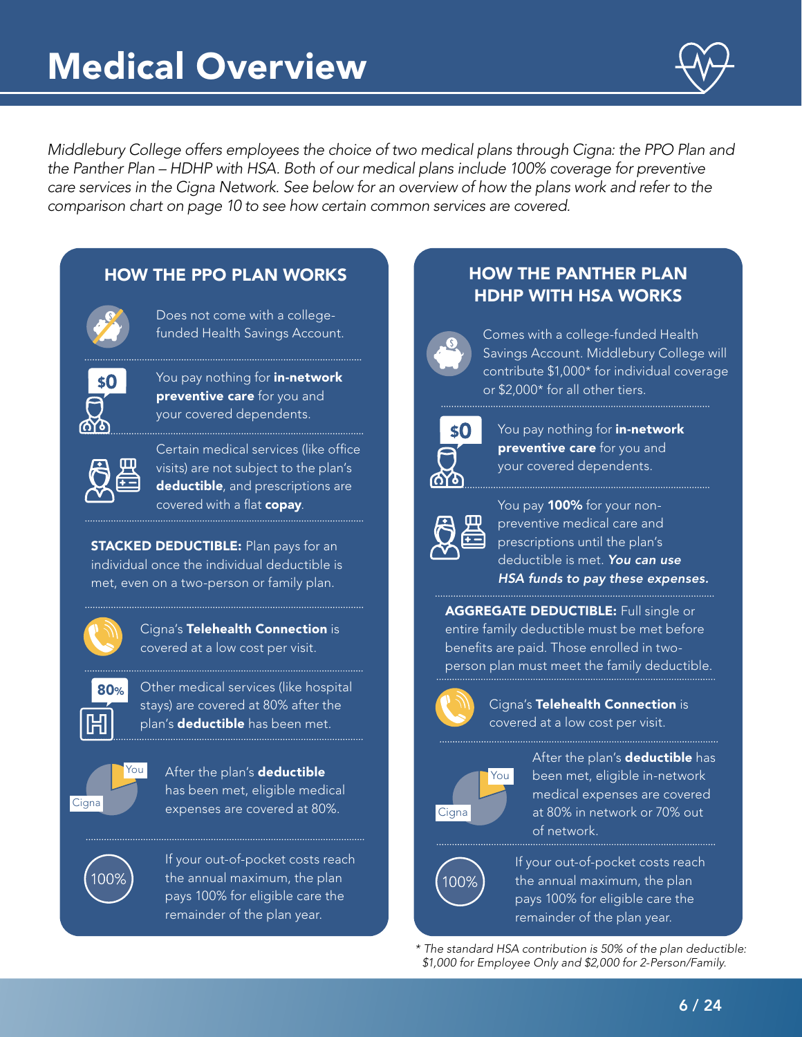# Medical Overview

*Middlebury College offers employees the choice of two medical plans through Cigna: the PPO Plan and the Panther Plan – HDHP with HSA. Both of our medical plans include 100% coverage for preventive care services in the Cigna Network. See below for an overview of how the plans work and refer to the comparison chart on page 10 to see how certain common services are covered.*

## HOW THE PPO PLAN WORKS

Does not come with a college-funded Health Savings Account.

You pay nothing for **in-network preventive care** for you and your covered dependents.

Certain medical services (like office visits) are not subject to the plan's **deductible**, and prescriptions are covered with a flat **copay**.

**STACKED DEDUCTIBLE:** Plan pays for an individual once the individual deductible is met, even on a two-person or family plan.

Cigna's **Telehealth Connection** is covered at a low cost per visit.

Other medical services (like hospital stays) are covered at 80% after the plan's **deductible** has been met.

After the plan's **deductible** has been met, eligible medical expenses are covered at 80%.

If your out-of-pocket costs reach the annual maximum, the plan pays 100% for eligible care the remainder of the plan year.

## HOW THE PANTHER PLAN HDHP WITH HSA WORKS

Comes with a college-funded Health Savings Account. Middlebury College will contribute $1,000* for individual coverage or $2,000* for all other tiers.

You pay nothing for **in-network preventive care** for you and your covered dependents.

You pay **100%** for your non-preventive medical care and prescriptions until the plan's deductible is met. ***You can use HSA funds to pay these expenses.***

**AGGREGATE DEDUCTIBLE:** Full single or entire family deductible must be met before benefits are paid. Those enrolled in two-person plan must meet the family deductible.

Cigna's **Telehealth Connection** is covered at a low cost per visit.

After the plan's **deductible** has been met, eligible in-network medical expenses are covered at 80% in network or 70% out of network.

If your out-of-pocket costs reach the annual maximum, the plan pays 100% for eligible care the remainder of the plan year.

*\* The standard HSA contribution is 50% of the plan deductible: $1,000 for Employee Only and $2,000 for 2-Person/Family.*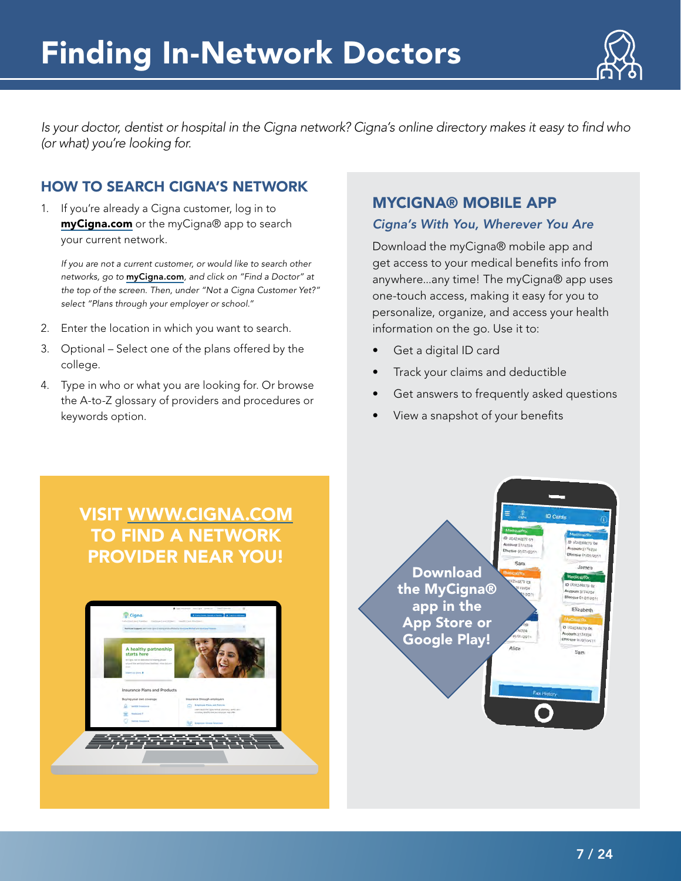# Finding In-Network Doctors

*Is your doctor, dentist or hospital in the Cigna network? Cigna's online directory makes it easy to find who (or what) you're looking for.*

## HOW TO SEARCH CIGNA'S NETWORK

1. If you're already a Cigna customer, log in to **myCigna.com** or the myCigna® app to search your current network.

   *If you are not a current customer, or would like to search other networks, go to* ***myCigna.com****, and click on "Find a Doctor" at the top of the screen. Then, under "Not a Cigna Customer Yet?" select "Plans through your employer or school."*

2. Enter the location in which you want to search.
3. Optional – Select one of the plans offered by the college.
4. Type in who or what you are looking for. Or browse the A-to-Z glossary of providers and procedures or keywords option.

## MYCIGNA® MOBILE APP

### *Cigna's With You, Wherever You Are*

Download the myCigna® mobile app and get access to your medical benefits info from anywhere...any time! The myCigna® app uses one-touch access, making it easy for you to personalize, organize, and access your health information on the go. Use it to:

- Get a digital ID card
- Track your claims and deductible
- Get answers to frequently asked questions
- View a snapshot of your benefits

**VISIT WWW.CIGNA.COM TO FIND A NETWORK PROVIDER NEAR YOU!**

**Download the MyCigna® app in the App Store or Google Play!**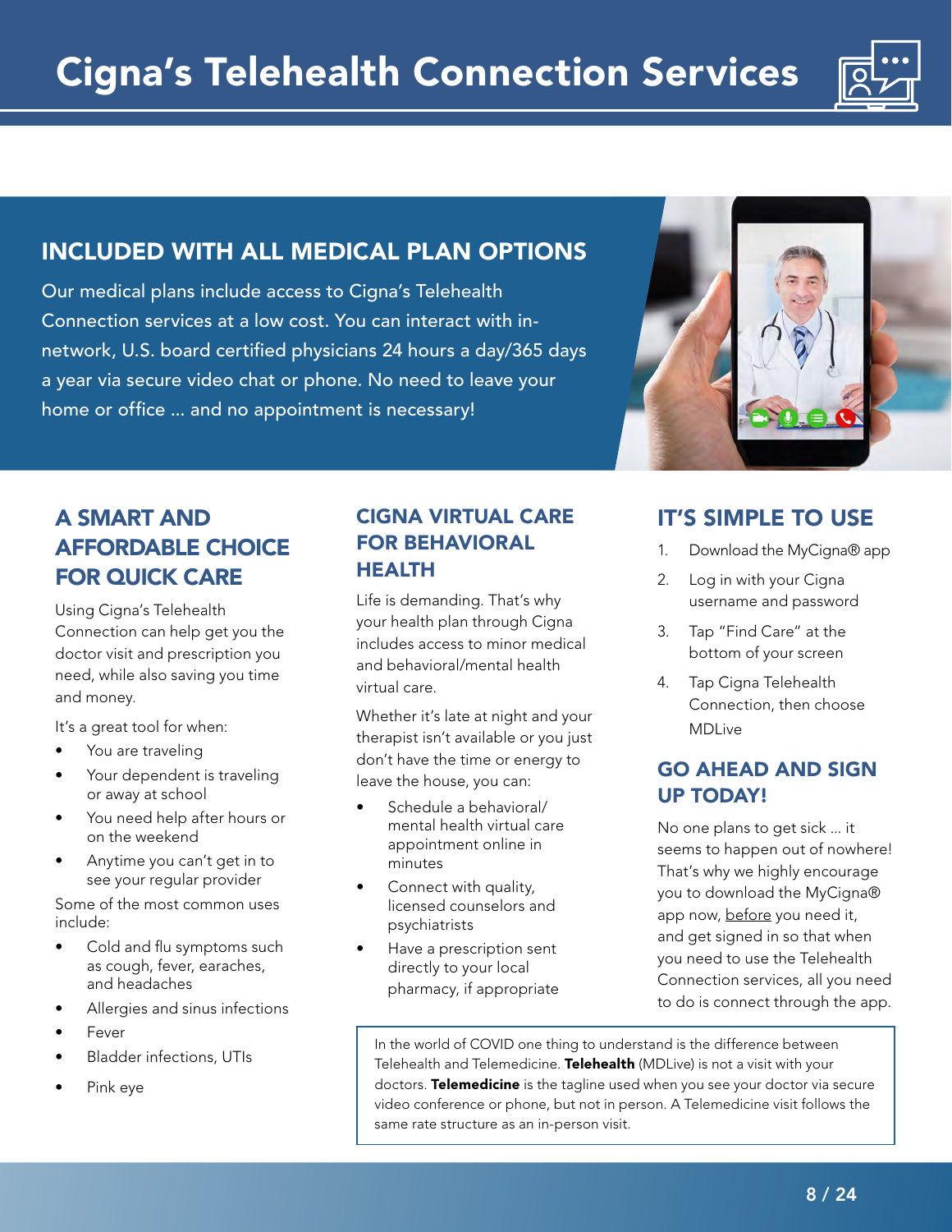# Cigna's Telehealth Connection Services

## INCLUDED WITH ALL MEDICAL PLAN OPTIONS

Our medical plans include access to Cigna's Telehealth Connection services at a low cost. You can interact with in-network, U.S. board certified physicians 24 hours a day/365 days a year via secure video chat or phone. No need to leave your home or office ... and no appointment is necessary!

## A SMART AND AFFORDABLE CHOICE FOR QUICK CARE

Using Cigna's Telehealth Connection can help get you the doctor visit and prescription you need, while also saving you time and money.

It's a great tool for when:

- You are traveling
- Your dependent is traveling or away at school
- You need help after hours or on the weekend
- Anytime you can't get in to see your regular provider

Some of the most common uses include:

- Cold and flu symptoms such as cough, fever, earaches, and headaches
- Allergies and sinus infections
- Fever
- Bladder infections, UTIs
- Pink eye

## CIGNA VIRTUAL CARE FOR BEHAVIORAL HEALTH

Life is demanding. That's why your health plan through Cigna includes access to minor medical and behavioral/mental health virtual care.

Whether it's late at night and your therapist isn't available or you just don't have the time or energy to leave the house, you can:

- Schedule a behavioral/mental health virtual care appointment online in minutes
- Connect with quality, licensed counselors and psychiatrists
- Have a prescription sent directly to your local pharmacy, if appropriate

## IT'S SIMPLE TO USE

1. Download the MyCigna® app
2. Log in with your Cigna username and password
3. Tap "Find Care" at the bottom of your screen
4. Tap Cigna Telehealth Connection, then choose MDLive

## GO AHEAD AND SIGN UP TODAY!

No one plans to get sick ... it seems to happen out of nowhere! That's why we highly encourage you to download the MyCigna® app now, before you need it, and get signed in so that when you need to use the Telehealth Connection services, all you need to do is connect through the app.

In the world of COVID one thing to understand is the difference between Telehealth and Telemedicine. **Telehealth** (MDLive) is not a visit with your doctors. **Telemedicine** is the tagline used when you see your doctor via secure video conference or phone, but not in person. A Telemedicine visit follows the same rate structure as an in-person visit.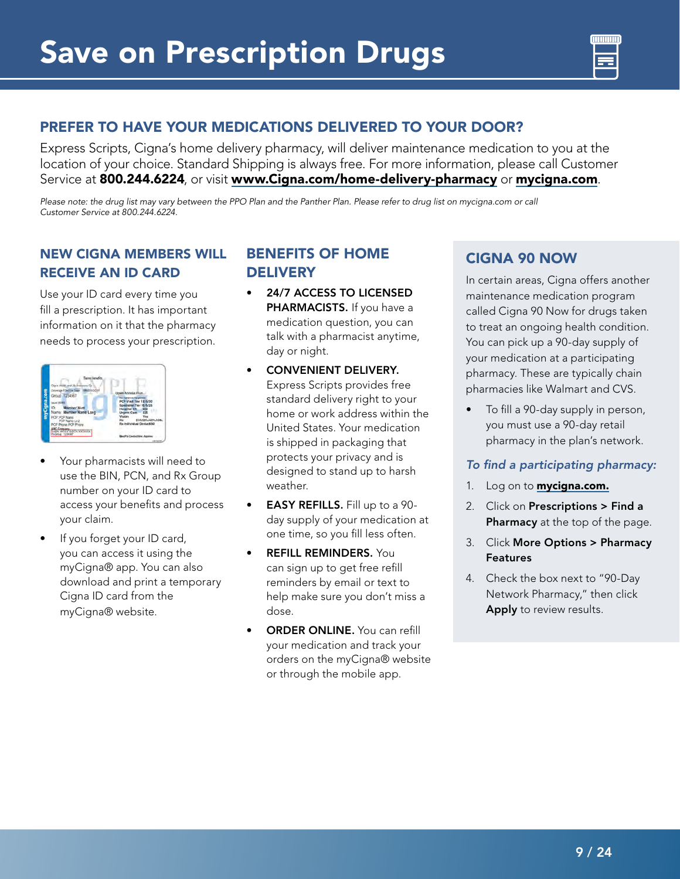# Save on Prescription Drugs

## PREFER TO HAVE YOUR MEDICATIONS DELIVERED TO YOUR DOOR?

Express Scripts, Cigna's home delivery pharmacy, will deliver maintenance medication to you at the location of your choice. Standard Shipping is always free. For more information, please call Customer Service at **800.244.6224**, or visit **www.Cigna.com/home-delivery-pharmacy** or **mycigna.com**.

*Please note: the drug list may vary between the PPO Plan and the Panther Plan. Please refer to drug list on mycigna.com or call Customer Service at 800.244.6224.*

### NEW CIGNA MEMBERS WILL RECEIVE AN ID CARD

Use your ID card every time you fill a prescription. It has important information on it that the pharmacy needs to process your prescription.

- Your pharmacists will need to use the BIN, PCN, and Rx Group number on your ID card to access your benefits and process your claim.
- If you forget your ID card, you can access it using the myCigna® app. You can also download and print a temporary Cigna ID card from the myCigna® website.

### BENEFITS OF HOME DELIVERY

- **24/7 ACCESS TO LICENSED PHARMACISTS.** If you have a medication question, you can talk with a pharmacist anytime, day or night.
- **CONVENIENT DELIVERY.** Express Scripts provides free standard delivery right to your home or work address within the United States. Your medication is shipped in packaging that protects your privacy and is designed to stand up to harsh weather.
- **EASY REFILLS.** Fill up to a 90-day supply of your medication at one time, so you fill less often.
- **REFILL REMINDERS.** You can sign up to get free refill reminders by email or text to help make sure you don't miss a dose.
- **ORDER ONLINE.** You can refill your medication and track your orders on the myCigna® website or through the mobile app.

### CIGNA 90 NOW

In certain areas, Cigna offers another maintenance medication program called Cigna 90 Now for drugs taken to treat an ongoing health condition. You can pick up a 90-day supply of your medication at a participating pharmacy. These are typically chain pharmacies like Walmart and CVS.

- To fill a 90-day supply in person, you must use a 90-day retail pharmacy in the plan's network.

***To find a participating pharmacy:***

1. Log on to **mycigna.com.**
2. Click on **Prescriptions > Find a Pharmacy** at the top of the page.
3. Click **More Options > Pharmacy Features**
4. Check the box next to "90-Day Network Pharmacy," then click **Apply** to review results.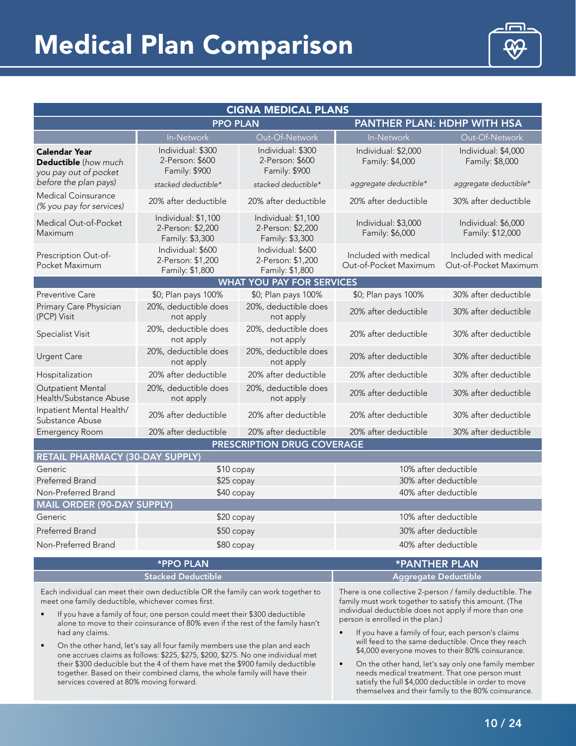# Medical Plan Comparison

| CIGNA MEDICAL PLANS | | | | |
|---|---|---|---|---|
| | PPO PLAN | | PANTHER PLAN: HDHP WITH HSA | |
| | In-Network | Out-Of-Network | In-Network | Out-Of-Network |
| **Calendar Year Deductible** *(how much you pay out of pocket before the plan pays)* | Individual: $300<br>2-Person: $600<br>Family: $900<br>*stacked deductible** | Individual: $300<br>2-Person: $600<br>Family: $900<br>*stacked deductible** | Individual: $2,000<br>Family: $4,000<br>*aggregate deductible** | Individual: $4,000<br>Family: $8,000<br>*aggregate deductible** |
| Medical Coinsurance *(% you pay for services)* | 20% after deductible | 20% after deductible | 20% after deductible | 30% after deductible |
| Medical Out-of-Pocket Maximum | Individual: $1,100<br>2-Person: $2,200<br>Family: $3,300 | Individual: $1,100<br>2-Person: $2,200<br>Family: $3,300 | Individual: $3,000<br>Family: $6,000 | Individual: $6,000<br>Family: $12,000 |
| Prescription Out-of-Pocket Maximum | Individual: $600<br>2-Person: $1,200<br>Family: $1,800 | Individual: $600<br>2-Person: $1,200<br>Family: $1,800 | Included with medical Out-of-Pocket Maximum | Included with medical Out-of-Pocket Maximum |
| **WHAT YOU PAY FOR SERVICES** | | | | |
| Preventive Care | $0; Plan pays 100% | $0; Plan pays 100% | $0; Plan pays 100% | 30% after deductible |
| Primary Care Physician (PCP) Visit | 20%, deductible does not apply | 20%, deductible does not apply | 20% after deductible | 30% after deductible |
| Specialist Visit | 20%, deductible does not apply | 20%, deductible does not apply | 20% after deductible | 30% after deductible |
| Urgent Care | 20%, deductible does not apply | 20%, deductible does not apply | 20% after deductible | 30% after deductible |
| Hospitalization | 20% after deductible | 20% after deductible | 20% after deductible | 30% after deductible |
| Outpatient Mental Health/Substance Abuse | 20%, deductible does not apply | 20%, deductible does not apply | 20% after deductible | 30% after deductible |
| Inpatient Mental Health/ Substance Abuse | 20% after deductible | 20% after deductible | 20% after deductible | 30% after deductible |
| Emergency Room | 20% after deductible | 20% after deductible | 20% after deductible | 30% after deductible |

| PRESCRIPTION DRUG COVERAGE | PPO PLAN | PANTHER PLAN: HDHP WITH HSA |
|---|---|---|
| **RETAIL PHARMACY (30-DAY SUPPLY)** | | |
| Generic | $10 copay | 10% after deductible |
| Preferred Brand | $25 copay | 30% after deductible |
| Non-Preferred Brand | $40 copay | 40% after deductible |
| **MAIL ORDER (90-DAY SUPPLY)** | | |
| Generic | $20 copay | 10% after deductible |
| Preferred Brand | $50 copay | 30% after deductible |
| Non-Preferred Brand | $80 copay | 40% after deductible |

## *PPO PLAN

### Stacked Deductible

Each individual can meet their own deductible OR the family can work together to meet one family deductible, whichever comes first.

- If you have a family of four, one person could meet their $300 deductible alone to move to their coinsurance of 80% even if the rest of the family hasn't had any claims.
- On the other hand, let's say all four family members use the plan and each one accrues claims as follows: $225, $275, $200, $275. No one individual met their $300 deducible but the 4 of them have met the $900 family deductible together. Based on their combined clams, the whole family will have their services covered at 80% moving forward.

## *PANTHER PLAN

### Aggregate Deductible

There is one collective 2-person / family deductible. The family must work together to satisfy this amount. (The individual deductible does not apply if more than one person is enrolled in the plan.)

- If you have a family of four, each person's claims will feed to the same deductible. Once they reach $4,000 everyone moves to their 80% coinsurance.
- On the other hand, let's say only one family member needs medical treatment. That one person must satisfy the full $4,000 deductible in order to move themselves and their family to the 80% coinsurance.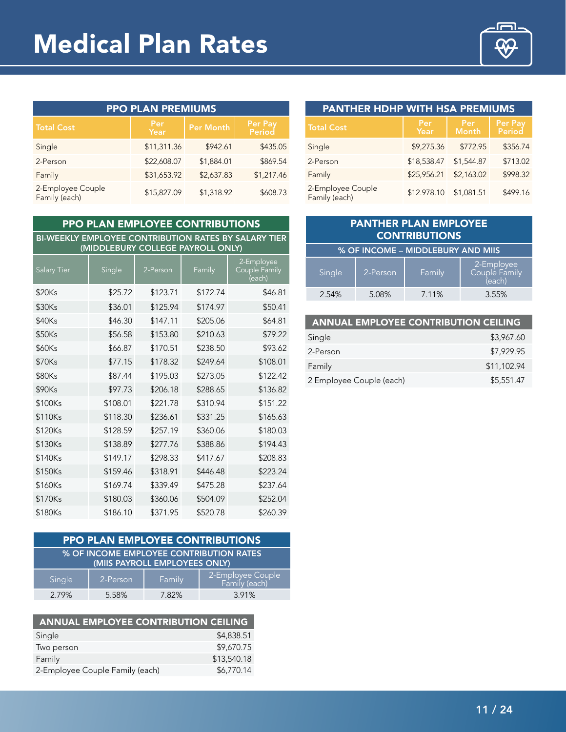# Medical Plan Rates

## PPO PLAN PREMIUMS

| Total Cost | Per Year | Per Month | Per Pay Period |
|---|---|---|---|
| Single | $11,311.36 | $942.61 | $435.05 |
| 2-Person | $22,608.07 | $1,884.01 | $869.54 |
| Family | $31,653.92 | $2,637.83 | $1,217.46 |
| 2-Employee Couple Family (each) | $15,827.09 | $1,318.92 | $608.73 |

## PPO PLAN EMPLOYEE CONTRIBUTIONS

### BI-WEEKLY EMPLOYEE CONTRIBUTION RATES BY SALARY TIER (MIDDLEBURY COLLEGE PAYROLL ONLY)

| Salary Tier | Single | 2-Person | Family | 2-Employee Couple Family (each) |
|---|---|---|---|---|
| $20Ks | $25.72 | $123.71 | $172.74 | $46.81 |
| $30Ks | $36.01 | $125.94 | $174.97 | $50.41 |
| $40Ks | $46.30 | $147.11 | $205.06 | $64.81 |
| $50Ks | $56.58 | $153.80 | $210.63 | $79.22 |
| $60Ks | $66.87 | $170.51 | $238.50 | $93.62 |
| $70Ks | $77.15 | $178.32 | $249.64 | $108.01 |
| $80Ks | $87.44 | $195.03 | $273.05 | $122.42 |
| $90Ks | $97.73 | $206.18 | $288.65 | $136.82 |
| $100Ks | $108.01 | $221.78 | $310.94 | $151.22 |
| $110Ks | $118.30 | $236.61 | $331.25 | $165.63 |
| $120Ks | $128.59 | $257.19 | $360.06 | $180.03 |
| $130Ks | $138.89 | $277.76 | $388.86 | $194.43 |
| $140Ks | $149.17 | $298.33 | $417.67 | $208.83 |
| $150Ks | $159.46 | $318.91 | $446.48 | $223.24 |
| $160Ks | $169.74 | $339.49 | $475.28 | $237.64 |
| $170Ks | $180.03 | $360.06 | $504.09 | $252.04 |
| $180Ks | $186.10 | $371.95 | $520.78 | $260.39 |

## PPO PLAN EMPLOYEE CONTRIBUTIONS

### % OF INCOME EMPLOYEE CONTRIBUTION RATES (MIIS PAYROLL EMPLOYEES ONLY)

| Single | 2-Person | Family | 2-Employee Couple Family (each) |
|---|---|---|---|
| 2.79% | 5.58% | 7.82% | 3.91% |

## ANNUAL EMPLOYEE CONTRIBUTION CEILING

| | |
|---|---|
| Single | $4,838.51 |
| Two person | $9,670.75 |
| Family | $13,540.18 |
| 2-Employee Couple Family (each) | $6,770.14 |

## PANTHER HDHP WITH HSA PREMIUMS

| Total Cost | Per Year | Per Month | Per Pay Period |
|---|---|---|---|
| Single | $9,275.36 | $772.95 | $356.74 |
| 2-Person | $18,538.47 | $1,544.87 | $713.02 |
| Family | $25,956.21 | $2,163.02 | $998.32 |
| 2-Employee Couple Family (each) | $12.978.10 | $1,081.51 | $499.16 |

## PANTHER PLAN EMPLOYEE CONTRIBUTIONS

### % OF INCOME – MIDDLEBURY AND MIIS

| Single | 2-Person | Family | 2-Employee Couple Family (each) |
|---|---|---|---|
| 2.54% | 5.08% | 7.11% | 3.55% |

## ANNUAL EMPLOYEE CONTRIBUTION CEILING

| | |
|---|---|
| Single | $3,967.60 |
| 2-Person | $7,929.95 |
| Family | $11,102.94 |
| 2 Employee Couple (each) | $5,551.47 |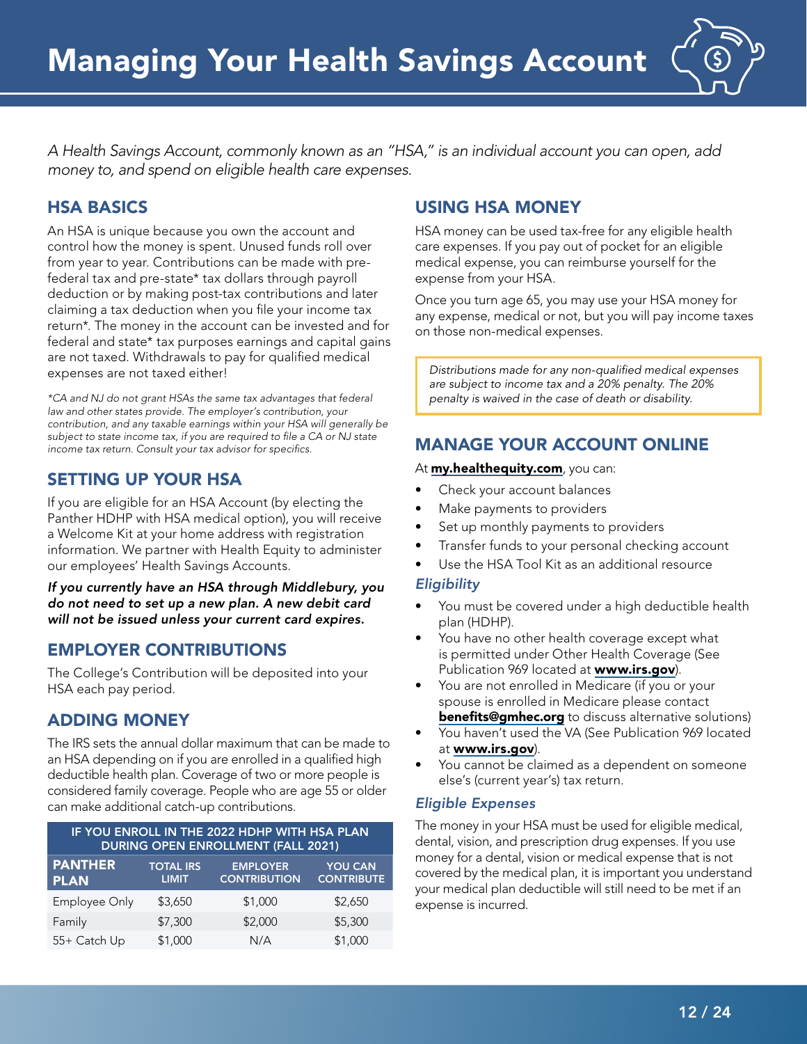# Managing Your Health Savings Account

*A Health Savings Account, commonly known as an "HSA," is an individual account you can open, add money to, and spend on eligible health care expenses.*

## HSA BASICS

An HSA is unique because you own the account and control how the money is spent. Unused funds roll over from year to year. Contributions can be made with pre-federal tax and pre-state* tax dollars through payroll deduction or by making post-tax contributions and later claiming a tax deduction when you file your income tax return*. The money in the account can be invested and for federal and state* tax purposes earnings and capital gains are not taxed. Withdrawals to pay for qualified medical expenses are not taxed either!

*\*CA and NJ do not grant HSAs the same tax advantages that federal law and other states provide. The employer's contribution, your contribution, and any taxable earnings within your HSA will generally be subject to state income tax, if you are required to file a CA or NJ state income tax return. Consult your tax advisor for specifics.*

## SETTING UP YOUR HSA

If you are eligible for an HSA Account (by electing the Panther HDHP with HSA medical option), you will receive a Welcome Kit at your home address with registration information. We partner with Health Equity to administer our employees' Health Savings Accounts.

***If you currently have an HSA through Middlebury, you do not need to set up a new plan. A new debit card will not be issued unless your current card expires.***

## EMPLOYER CONTRIBUTIONS

The College's Contribution will be deposited into your HSA each pay period.

## ADDING MONEY

The IRS sets the annual dollar maximum that can be made to an HSA depending on if you are enrolled in a qualified high deductible health plan. Coverage of two or more people is considered family coverage. People who are age 55 or older can make additional catch-up contributions.

| IF YOU ENROLL IN THE 2022 HDHP WITH HSA PLAN DURING OPEN ENROLLMENT (FALL 2021) | | | |
|---|---|---|---|
| **PANTHER PLAN** | **TOTAL IRS LIMIT** | **EMPLOYER CONTRIBUTION** | **YOU CAN CONTRIBUTE** |
| Employee Only | $3,650 | $1,000 | $2,650 |
| Family | $7,300 | $2,000 | $5,300 |
| 55+ Catch Up | $1,000 | N/A | $1,000 |

## USING HSA MONEY

HSA money can be used tax-free for any eligible health care expenses. If you pay out of pocket for an eligible medical expense, you can reimburse yourself for the expense from your HSA.

Once you turn age 65, you may use your HSA money for any expense, medical or not, but you will pay income taxes on those non-medical expenses.

*Distributions made for any non-qualified medical expenses are subject to income tax and a 20% penalty. The 20% penalty is waived in the case of death or disability.*

## MANAGE YOUR ACCOUNT ONLINE

At **my.healthequity.com**, you can:

- Check your account balances
- Make payments to providers
- Set up monthly payments to providers
- Transfer funds to your personal checking account
- Use the HSA Tool Kit as an additional resource

### *Eligibility*

- You must be covered under a high deductible health plan (HDHP).
- You have no other health coverage except what is permitted under Other Health Coverage (See Publication 969 located at **www.irs.gov**).
- You are not enrolled in Medicare (if you or your spouse is enrolled in Medicare please contact **benefits@gmhec.org** to discuss alternative solutions)
- You haven't used the VA (See Publication 969 located at **www.irs.gov**).
- You cannot be claimed as a dependent on someone else's (current year's) tax return.

### *Eligible Expenses*

The money in your HSA must be used for eligible medical, dental, vision, and prescription drug expenses. If you use money for a dental, vision or medical expense that is not covered by the medical plan, it is important you understand your medical plan deductible will still need to be met if an expense is incurred.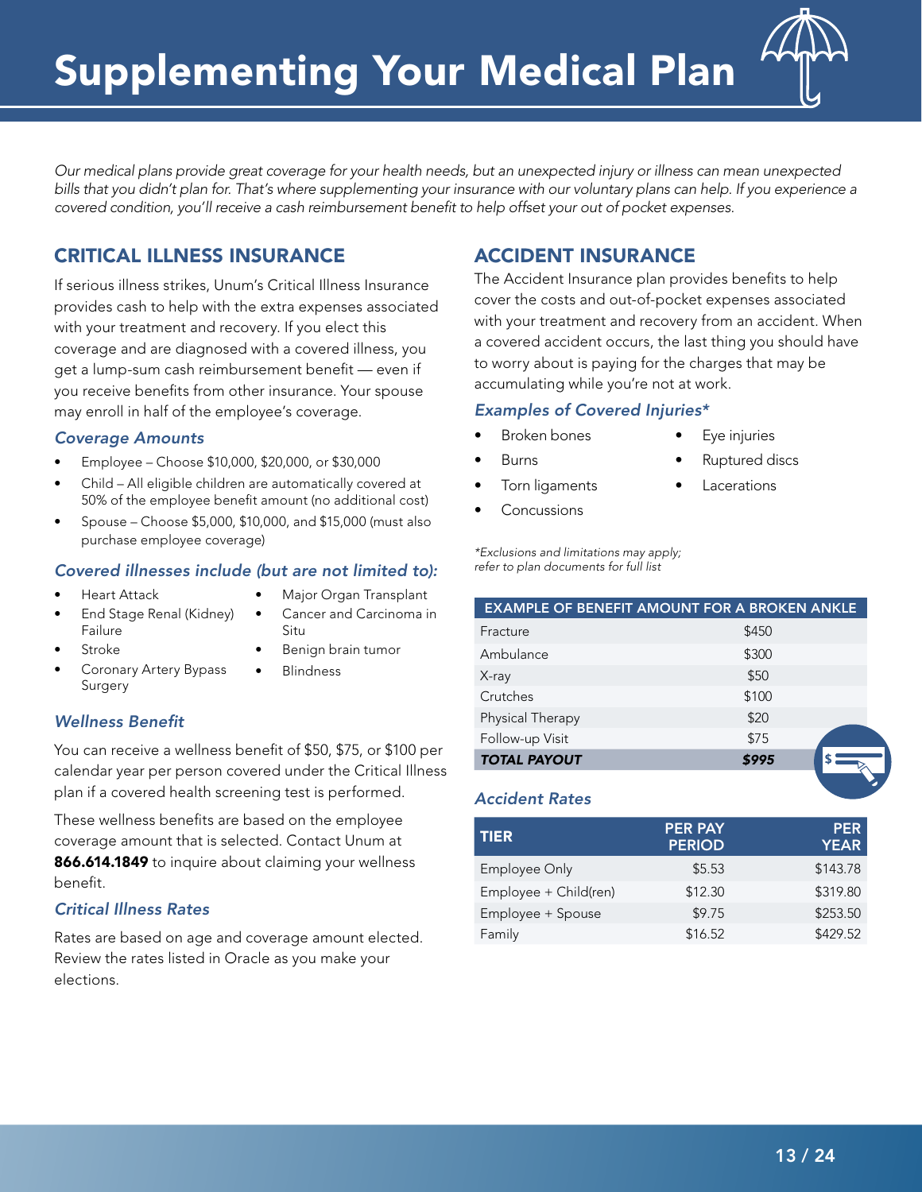# Supplementing Your Medical Plan

*Our medical plans provide great coverage for your health needs, but an unexpected injury or illness can mean unexpected bills that you didn't plan for. That's where supplementing your insurance with our voluntary plans can help. If you experience a covered condition, you'll receive a cash reimbursement benefit to help offset your out of pocket expenses.*

## CRITICAL ILLNESS INSURANCE

If serious illness strikes, Unum's Critical Illness Insurance provides cash to help with the extra expenses associated with your treatment and recovery. If you elect this coverage and are diagnosed with a covered illness, you get a lump-sum cash reimbursement benefit — even if you receive benefits from other insurance. Your spouse may enroll in half of the employee's coverage.

### *Coverage Amounts*

- Employee – Choose $10,000, $20,000, or $30,000
- Child – All eligible children are automatically covered at 50% of the employee benefit amount (no additional cost)
- Spouse – Choose $5,000, $10,000, and $15,000 (must also purchase employee coverage)

### *Covered illnesses include (but are not limited to):*

- Heart Attack
- End Stage Renal (Kidney) Failure
- Stroke
- Coronary Artery Bypass Surgery
- Major Organ Transplant
- Cancer and Carcinoma in Situ
- Benign brain tumor
- Blindness

### *Wellness Benefit*

You can receive a wellness benefit of $50, $75, or $100 per calendar year per person covered under the Critical Illness plan if a covered health screening test is performed.

These wellness benefits are based on the employee coverage amount that is selected. Contact Unum at **866.614.1849** to inquire about claiming your wellness benefit.

### *Critical Illness Rates*

Rates are based on age and coverage amount elected. Review the rates listed in Oracle as you make your elections.

## ACCIDENT INSURANCE

The Accident Insurance plan provides benefits to help cover the costs and out-of-pocket expenses associated with your treatment and recovery from an accident. When a covered accident occurs, the last thing you should have to worry about is paying for the charges that may be accumulating while you're not at work.

### *Examples of Covered Injuries**

- Broken bones
- Burns
- Torn ligaments
- Concussions
- Eye injuries
- Ruptured discs
- Lacerations

*\*Exclusions and limitations may apply; refer to plan documents for full list*

| EXAMPLE OF BENEFIT AMOUNT FOR A BROKEN ANKLE | |
|---|---|
| Fracture | $450 |
| Ambulance | $300 |
| X-ray | $50 |
| Crutches | $100 |
| Physical Therapy | $20 |
| Follow-up Visit | $75 |
| ***TOTAL PAYOUT*** | ***$995*** |

### *Accident Rates*

| TIER | PER PAY PERIOD | PER YEAR |
|---|---|---|
| Employee Only | $5.53 | $143.78 |
| Employee + Child(ren) | $12.30 | $319.80 |
| Employee + Spouse | $9.75 | $253.50 |
| Family | $16.52 | $429.52 |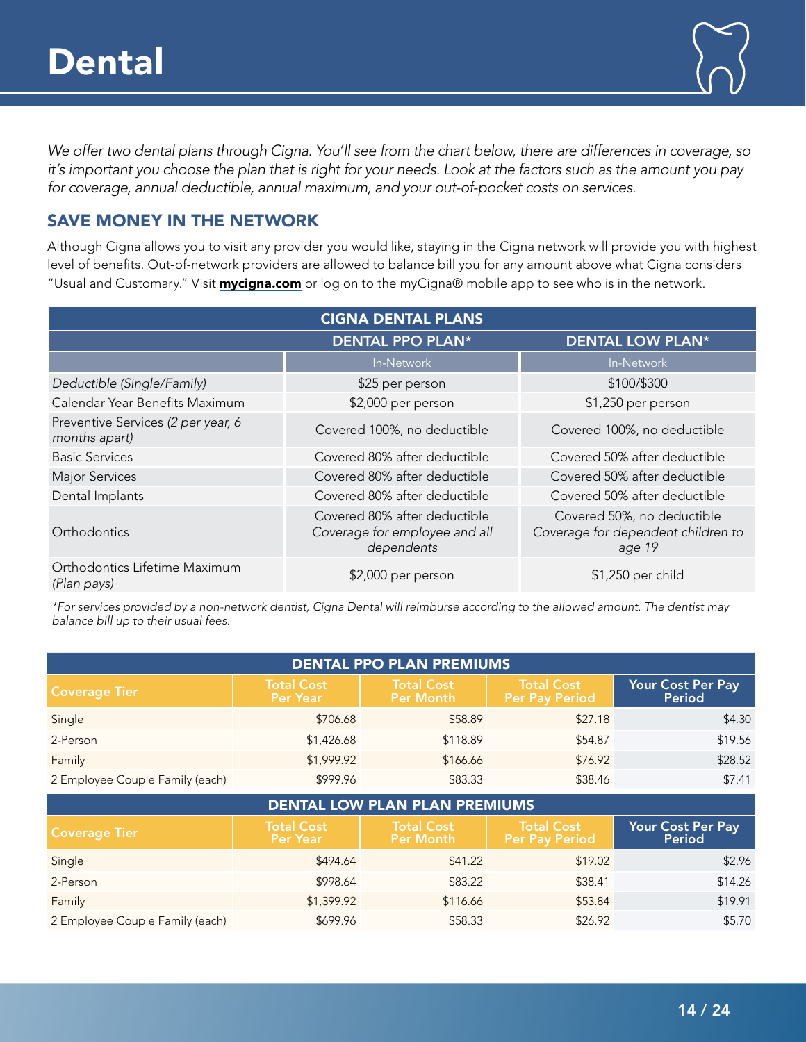# Dental

*We offer two dental plans through Cigna. You'll see from the chart below, there are differences in coverage, so it's important you choose the plan that is right for your needs. Look at the factors such as the amount you pay for coverage, annual deductible, annual maximum, and your out-of-pocket costs on services.*

## SAVE MONEY IN THE NETWORK

Although Cigna allows you to visit any provider you would like, staying in the Cigna network will provide you with highest level of benefits. Out-of-network providers are allowed to balance bill you for any amount above what Cigna considers "Usual and Customary." Visit **mycigna.com** or log on to the myCigna® mobile app to see who is in the network.

| CIGNA DENTAL PLANS | DENTAL PPO PLAN* | DENTAL LOW PLAN* |
|---|---|---|
| | In-Network | In-Network |
| *Deductible (Single/Family)* | $25 per person | $100/$300 |
| Calendar Year Benefits Maximum | $2,000 per person | $1,250 per person |
| Preventive Services *(2 per year, 6 months apart)* | Covered 100%, no deductible | Covered 100%, no deductible |
| Basic Services | Covered 80% after deductible | Covered 50% after deductible |
| Major Services | Covered 80% after deductible | Covered 50% after deductible |
| Dental Implants | Covered 80% after deductible | Covered 50% after deductible |
| Orthodontics | Covered 80% after deductible *Coverage for employee and all dependents* | Covered 50%, no deductible *Coverage for dependent children to age 19* |
| Orthodontics Lifetime Maximum *(Plan pays)* | $2,000 per person | $1,250 per child |

*\*For services provided by a non-network dentist, Cigna Dental will reimburse according to the allowed amount. The dentist may balance bill up to their usual fees.*

**DENTAL PPO PLAN PREMIUMS**

| Coverage Tier | Total Cost Per Year | Total Cost Per Month | Total Cost Per Pay Period | Your Cost Per Pay Period |
|---|---|---|---|---|
| Single | $706.68 | $58.89 | $27.18 | $4.30 |
| 2-Person | $1,426.68 | $118.89 | $54.87 | $19.56 |
| Family | $1,999.92 | $166.66 | $76.92 | $28.52 |
| 2 Employee Couple Family (each) | $999.96 | $83.33 | $38.46 | $7.41 |

**DENTAL LOW PLAN PLAN PREMIUMS**

| Coverage Tier | Total Cost Per Year | Total Cost Per Month | Total Cost Per Pay Period | Your Cost Per Pay Period |
|---|---|---|---|---|
| Single | $494.64 | $41.22 | $19.02 | $2.96 |
| 2-Person | $998.64 | $83.22 | $38.41 | $14.26 |
| Family | $1,399.92 | $116.66 | $53.84 | $19.91 |
| 2 Employee Couple Family (each) | $699.96 | $58.33 | $26.92 | $5.70 |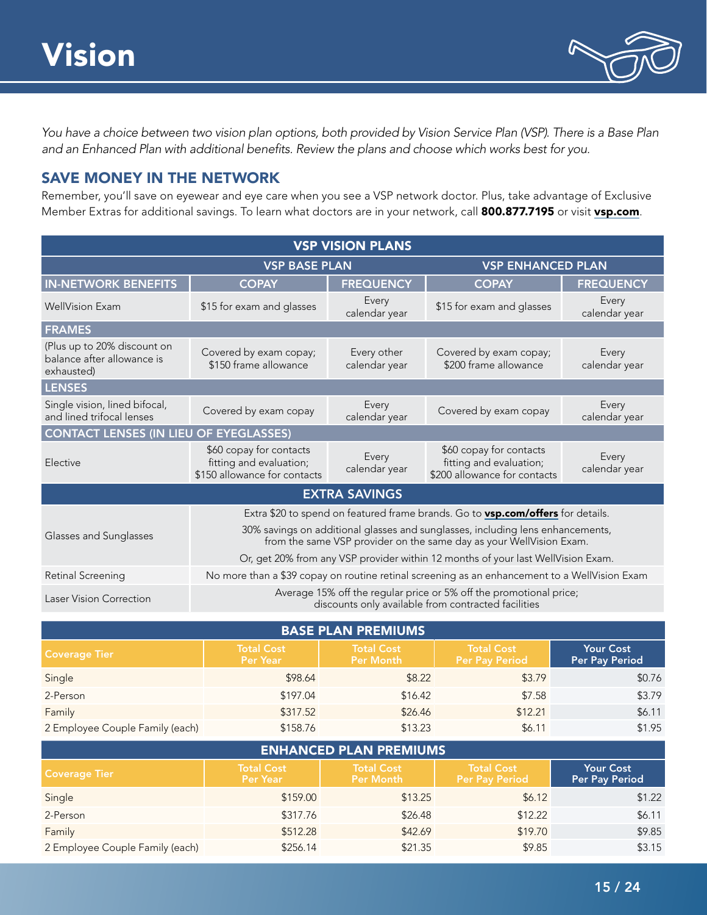# Vision

*You have a choice between two vision plan options, both provided by Vision Service Plan (VSP). There is a Base Plan and an Enhanced Plan with additional benefits. Review the plans and choose which works best for you.*

## SAVE MONEY IN THE NETWORK

Remember, you'll save on eyewear and eye care when you see a VSP network doctor. Plus, take advantage of Exclusive Member Extras for additional savings. To learn what doctors are in your network, call **800.877.7195** or visit **vsp.com**.

| VSP VISION PLANS | | | | |
|---|---|---|---|---|
| | VSP BASE PLAN | | VSP ENHANCED PLAN | |
| **IN-NETWORK BENEFITS** | **COPAY** | **FREQUENCY** | **COPAY** | **FREQUENCY** |
| WellVision Exam | $15 for exam and glasses | Every calendar year | $15 for exam and glasses | Every calendar year |
| **FRAMES** | | | | |
| (Plus up to 20% discount on balance after allowance is exhausted) | Covered by exam copay; $150 frame allowance | Every other calendar year | Covered by exam copay; $200 frame allowance | Every calendar year |
| **LENSES** | | | | |
| Single vision, lined bifocal, and lined trifocal lenses | Covered by exam copay | Every calendar year | Covered by exam copay | Every calendar year |
| **CONTACT LENSES (IN LIEU OF EYEGLASSES)** | | | | |
| Elective | $60 copay for contacts fitting and evaluation; $150 allowance for contacts | Every calendar year | $60 copay for contacts fitting and evaluation; $200 allowance for contacts | Every calendar year |
| **EXTRA SAVINGS** | | | | |
| Glasses and Sunglasses | Extra $20 to spend on featured frame brands. Go to **vsp.com/offers** for details. 30% savings on additional glasses and sunglasses, including lens enhancements, from the same VSP provider on the same day as your WellVision Exam. Or, get 20% from any VSP provider within 12 months of your last WellVision Exam. | | | |
| Retinal Screening | No more than a $39 copay on routine retinal screening as an enhancement to a WellVision Exam | | | |
| Laser Vision Correction | Average 15% off the regular price or 5% off the promotional price; discounts only available from contracted facilities | | | |

| BASE PLAN PREMIUMS | | | | |
|---|---|---|---|---|
| **Coverage Tier** | **Total Cost Per Year** | **Total Cost Per Month** | **Total Cost Per Pay Period** | **Your Cost Per Pay Period** |
| Single | $98.64 | $8.22 | $3.79 | $0.76 |
| 2-Person | $197.04 | $16.42 | $7.58 | $3.79 |
| Family | $317.52 | $26.46 | $12.21 | $6.11 |
| 2 Employee Couple Family (each) | $158.76 | $13.23 | $6.11 | $1.95 |

| ENHANCED PLAN PREMIUMS | | | | |
|---|---|---|---|---|
| **Coverage Tier** | **Total Cost Per Year** | **Total Cost Per Month** | **Total Cost Per Pay Period** | **Your Cost Per Pay Period** |
| Single | $159.00 | $13.25 | $6.12 | $1.22 |
| 2-Person | $317.76 | $26.48 | $12.22 | $6.11 |
| Family | $512.28 | $42.69 | $19.70 | $9.85 |
| 2 Employee Couple Family (each) | $256.14 | $21.35 | $9.85 | $3.15 |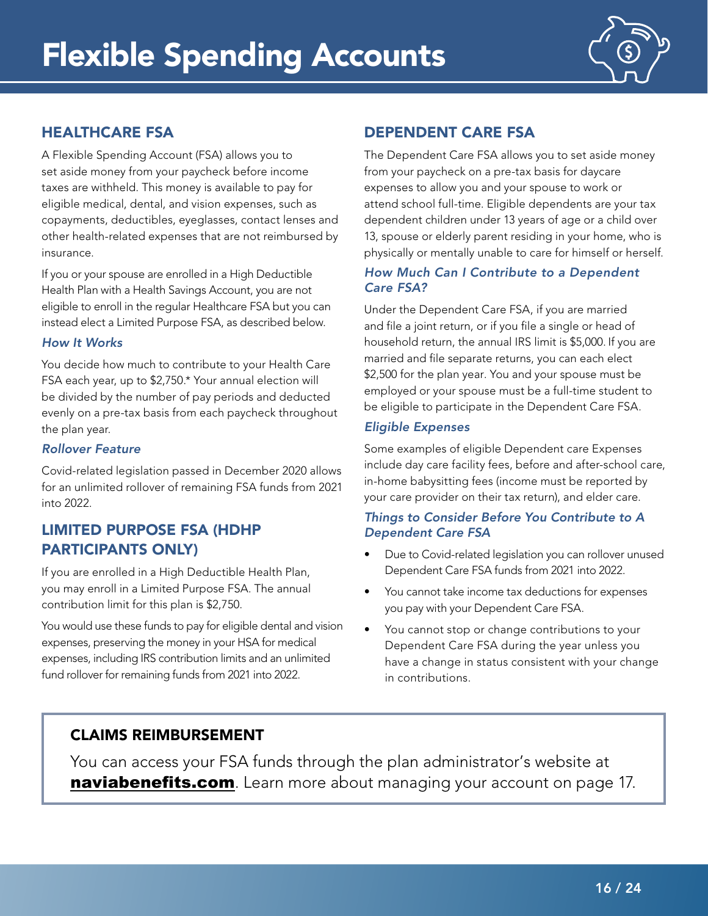# Flexible Spending Accounts

## HEALTHCARE FSA

A Flexible Spending Account (FSA) allows you to set aside money from your paycheck before income taxes are withheld. This money is available to pay for eligible medical, dental, and vision expenses, such as copayments, deductibles, eyeglasses, contact lenses and other health-related expenses that are not reimbursed by insurance.

If you or your spouse are enrolled in a High Deductible Health Plan with a Health Savings Account, you are not eligible to enroll in the regular Healthcare FSA but you can instead elect a Limited Purpose FSA, as described below.

### *How It Works*

You decide how much to contribute to your Health Care FSA each year, up to $2,750.* Your annual election will be divided by the number of pay periods and deducted evenly on a pre-tax basis from each paycheck throughout the plan year.

### *Rollover Feature*

Covid-related legislation passed in December 2020 allows for an unlimited rollover of remaining FSA funds from 2021 into 2022.

## LIMITED PURPOSE FSA (HDHP PARTICIPANTS ONLY)

If you are enrolled in a High Deductible Health Plan, you may enroll in a Limited Purpose FSA. The annual contribution limit for this plan is $2,750.

You would use these funds to pay for eligible dental and vision expenses, preserving the money in your HSA for medical expenses, including IRS contribution limits and an unlimited fund rollover for remaining funds from 2021 into 2022.

## DEPENDENT CARE FSA

The Dependent Care FSA allows you to set aside money from your paycheck on a pre-tax basis for daycare expenses to allow you and your spouse to work or attend school full-time. Eligible dependents are your tax dependent children under 13 years of age or a child over 13, spouse or elderly parent residing in your home, who is physically or mentally unable to care for himself or herself.

### *How Much Can I Contribute to a Dependent Care FSA?*

Under the Dependent Care FSA, if you are married and file a joint return, or if you file a single or head of household return, the annual IRS limit is $5,000. If you are married and file separate returns, you can each elect $2,500 for the plan year. You and your spouse must be employed or your spouse must be a full-time student to be eligible to participate in the Dependent Care FSA.

### *Eligible Expenses*

Some examples of eligible Dependent care Expenses include day care facility fees, before and after-school care, in-home babysitting fees (income must be reported by your care provider on their tax return), and elder care.

### *Things to Consider Before You Contribute to A Dependent Care FSA*

- Due to Covid-related legislation you can rollover unused Dependent Care FSA funds from 2021 into 2022.
- You cannot take income tax deductions for expenses you pay with your Dependent Care FSA.
- You cannot stop or change contributions to your Dependent Care FSA during the year unless you have a change in status consistent with your change in contributions.

## CLAIMS REIMBURSEMENT

You can access your FSA funds through the plan administrator's website at **naviabenefits.com**. Learn more about managing your account on page 17.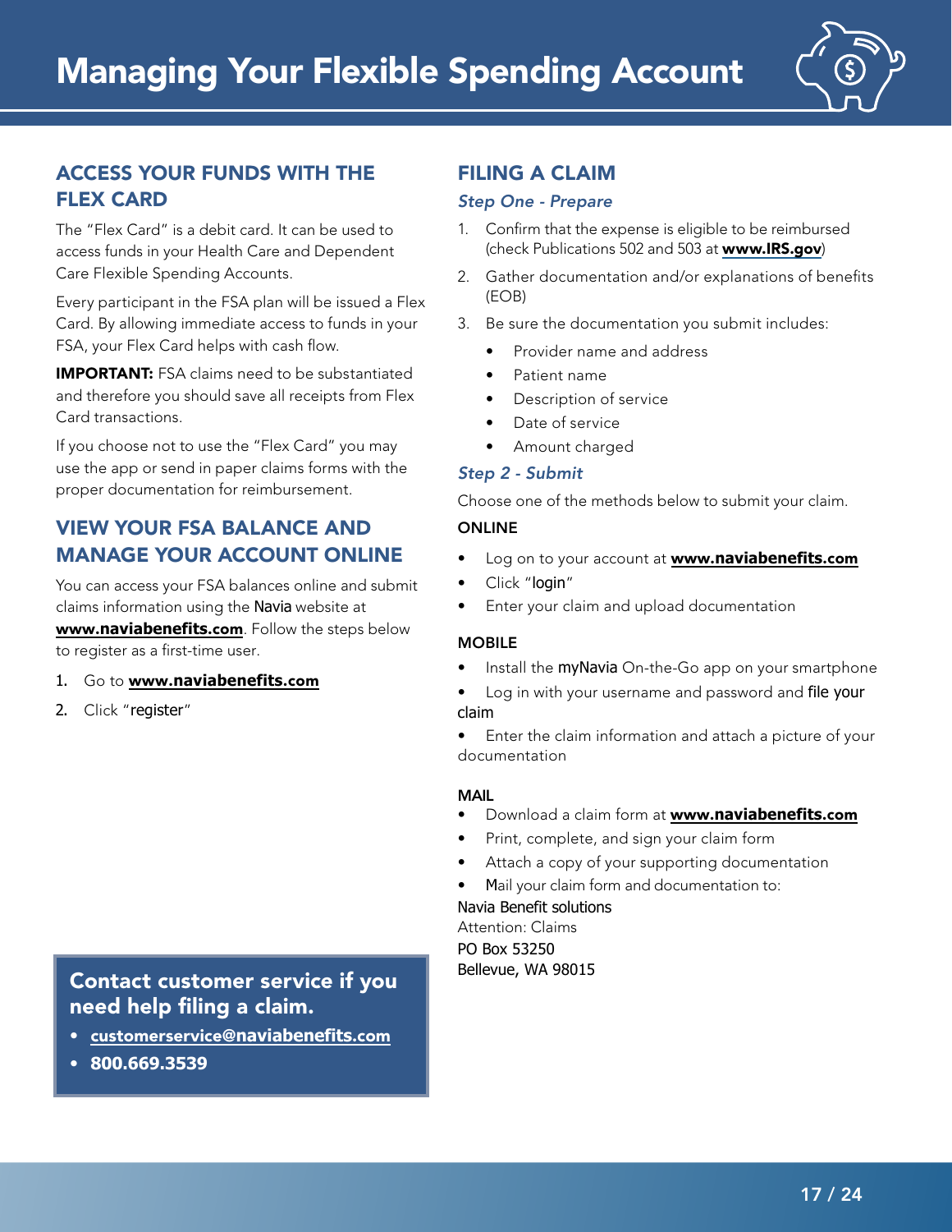# Managing Your Flexible Spending Account

## ACCESS YOUR FUNDS WITH THE FLEX CARD

The "Flex Card" is a debit card. It can be used to access funds in your Health Care and Dependent Care Flexible Spending Accounts.

Every participant in the FSA plan will be issued a Flex Card. By allowing immediate access to funds in your FSA, your Flex Card helps with cash flow.

**IMPORTANT:** FSA claims need to be substantiated and therefore you should save all receipts from Flex Card transactions.

If you choose not to use the "Flex Card" you may use the app or send in paper claims forms with the proper documentation for reimbursement.

## VIEW YOUR FSA BALANCE AND MANAGE YOUR ACCOUNT ONLINE

You can access your FSA balances online and submit claims information using the Navia website at **www.naviabenefits.com**. Follow the steps below to register as a first-time user.

1. Go to **www.naviabenefits.com**
2. Click "register"

**Contact customer service if you need help filing a claim.**

- **customerservice@naviabenefits.com**
- **800.669.3539**

## FILING A CLAIM

### *Step One - Prepare*

1. Confirm that the expense is eligible to be reimbursed (check Publications 502 and 503 at **www.IRS.gov**)
2. Gather documentation and/or explanations of benefits (EOB)
3. Be sure the documentation you submit includes:
   - Provider name and address
   - Patient name
   - Description of service
   - Date of service
   - Amount charged

### *Step 2 - Submit*

Choose one of the methods below to submit your claim.

**ONLINE**

- Log on to your account at **www.naviabenefits.com**
- Click "login"
- Enter your claim and upload documentation

**MOBILE**

- Install the myNavia On-the-Go app on your smartphone
- Log in with your username and password and file your claim
- Enter the claim information and attach a picture of your documentation

**MAIL**

- Download a claim form at **www.naviabenefits.com**
- Print, complete, and sign your claim form
- Attach a copy of your supporting documentation
- Mail your claim form and documentation to:

Navia Benefit solutions
Attention: Claims
PO Box 53250
Bellevue, WA 98015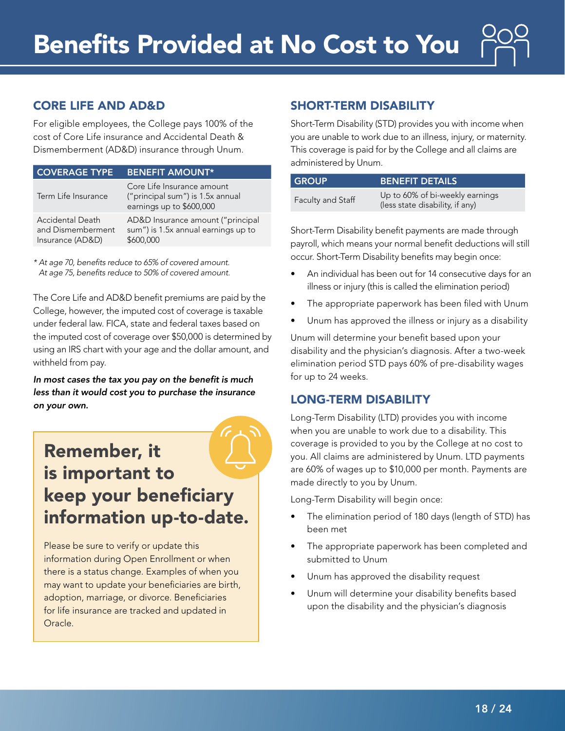# Benefits Provided at No Cost to You

## CORE LIFE AND AD&D

For eligible employees, the College pays 100% of the cost of Core Life insurance and Accidental Death & Dismemberment (AD&D) insurance through Unum.

| COVERAGE TYPE | BENEFIT AMOUNT* |
|---|---|
| Term Life Insurance | Core Life Insurance amount ("principal sum") is 1.5x annual earnings up to $600,000 |
| Accidental Death and Dismemberment Insurance (AD&D) | AD&D Insurance amount ("principal sum") is 1.5x annual earnings up to $600,000 |

*\* At age 70, benefits reduce to 65% of covered amount. At age 75, benefits reduce to 50% of covered amount.*

The Core Life and AD&D benefit premiums are paid by the College, however, the imputed cost of coverage is taxable under federal law. FICA, state and federal taxes based on the imputed cost of coverage over $50,000 is determined by using an IRS chart with your age and the dollar amount, and withheld from pay.

***In most cases the tax you pay on the benefit is much less than it would cost you to purchase the insurance on your own.***

### Remember, it is important to keep your beneficiary information up-to-date.

Please be sure to verify or update this information during Open Enrollment or when there is a status change. Examples of when you may want to update your beneficiaries are birth, adoption, marriage, or divorce. Beneficiaries for life insurance are tracked and updated in Oracle.

## SHORT-TERM DISABILITY

Short-Term Disability (STD) provides you with income when you are unable to work due to an illness, injury, or maternity. This coverage is paid for by the College and all claims are administered by Unum.

| GROUP | BENEFIT DETAILS |
|---|---|
| Faculty and Staff | Up to 60% of bi-weekly earnings (less state disability, if any) |

Short-Term Disability benefit payments are made through payroll, which means your normal benefit deductions will still occur. Short-Term Disability benefits may begin once:

- An individual has been out for 14 consecutive days for an illness or injury (this is called the elimination period)
- The appropriate paperwork has been filed with Unum
- Unum has approved the illness or injury as a disability

Unum will determine your benefit based upon your disability and the physician's diagnosis. After a two-week elimination period STD pays 60% of pre-disability wages for up to 24 weeks.

## LONG-TERM DISABILITY

Long-Term Disability (LTD) provides you with income when you are unable to work due to a disability. This coverage is provided to you by the College at no cost to you. All claims are administered by Unum. LTD payments are 60% of wages up to $10,000 per month. Payments are made directly to you by Unum.

Long-Term Disability will begin once:

- The elimination period of 180 days (length of STD) has been met
- The appropriate paperwork has been completed and submitted to Unum
- Unum has approved the disability request
- Unum will determine your disability benefits based upon the disability and the physician's diagnosis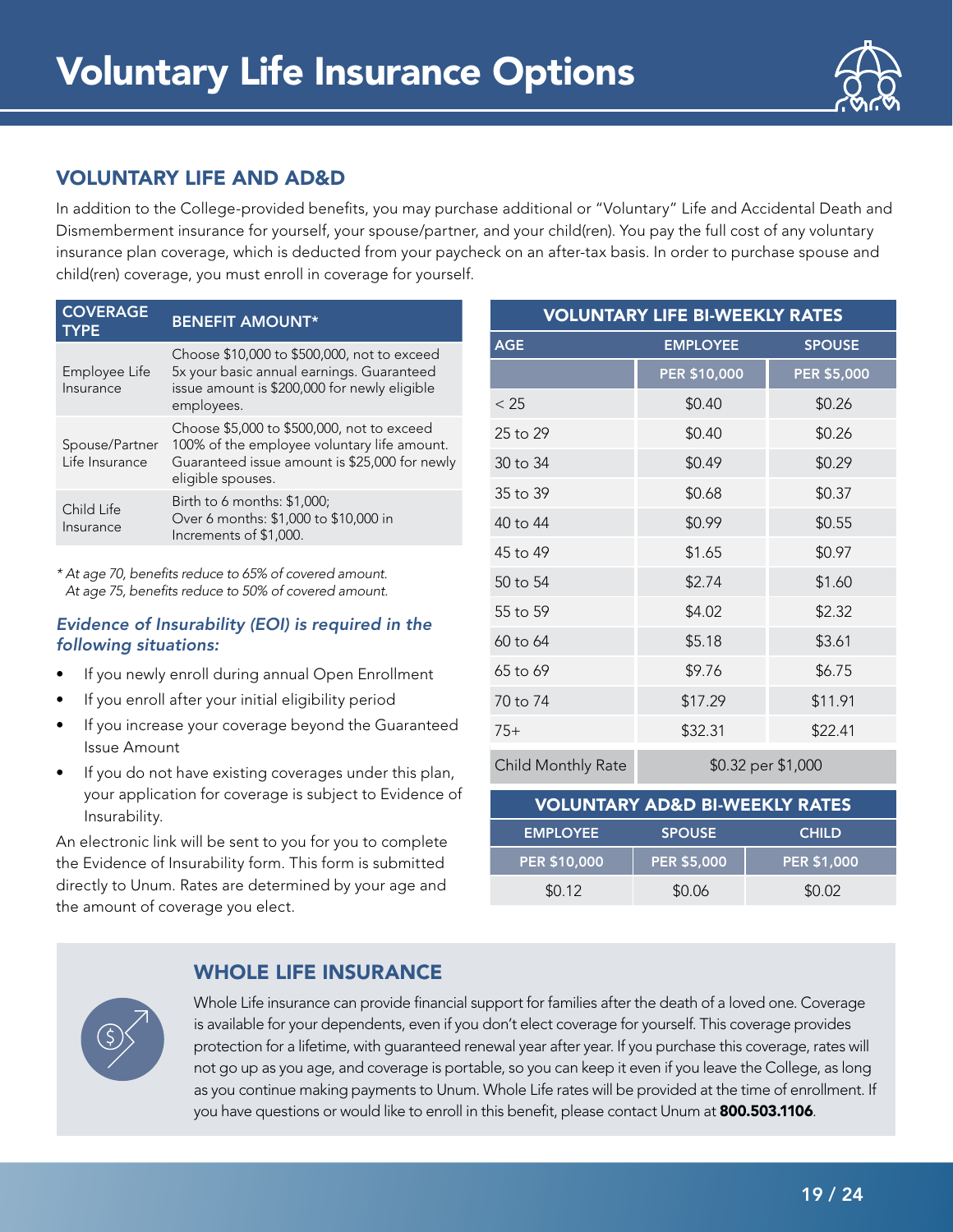# Voluntary Life Insurance Options

## VOLUNTARY LIFE AND AD&D

In addition to the College-provided benefits, you may purchase additional or "Voluntary" Life and Accidental Death and Dismemberment insurance for yourself, your spouse/partner, and your child(ren). You pay the full cost of any voluntary insurance plan coverage, which is deducted from your paycheck on an after-tax basis. In order to purchase spouse and child(ren) coverage, you must enroll in coverage for yourself.

| COVERAGE TYPE | BENEFIT AMOUNT* |
|---|---|
| Employee Life Insurance | Choose $10,000 to $500,000, not to exceed 5x your basic annual earnings. Guaranteed issue amount is $200,000 for newly eligible employees. |
| Spouse/Partner Life Insurance | Choose $5,000 to $500,000, not to exceed 100% of the employee voluntary life amount. Guaranteed issue amount is $25,000 for newly eligible spouses. |
| Child Life Insurance | Birth to 6 months: $1,000; Over 6 months: $1,000 to $10,000 in Increments of $1,000. |

*\* At age 70, benefits reduce to 65% of covered amount.*
*At age 75, benefits reduce to 50% of covered amount.*

### *Evidence of Insurability (EOI) is required in the following situations:*

- If you newly enroll during annual Open Enrollment
- If you enroll after your initial eligibility period
- If you increase your coverage beyond the Guaranteed Issue Amount
- If you do not have existing coverages under this plan, your application for coverage is subject to Evidence of Insurability.

An electronic link will be sent to you for you to complete the Evidence of Insurability form. This form is submitted directly to Unum. Rates are determined by your age and the amount of coverage you elect.

**VOLUNTARY LIFE BI-WEEKLY RATES**

| AGE | EMPLOYEE | SPOUSE |
|---|---|---|
| | PER $10,000 | PER $5,000 |
| < 25 | $0.40 | $0.26 |
| 25 to 29 | $0.40 | $0.26 |
| 30 to 34 | $0.49 | $0.29 |
| 35 to 39 | $0.68 | $0.37 |
| 40 to 44 | $0.99 | $0.55 |
| 45 to 49 | $1.65 | $0.97 |
| 50 to 54 | $2.74 | $1.60 |
| 55 to 59 | $4.02 | $2.32 |
| 60 to 64 | $5.18 | $3.61 |
| 65 to 69 | $9.76 | $6.75 |
| 70 to 74 | $17.29 | $11.91 |
| 75+ | $32.31 | $22.41 |
| Child Monthly Rate | $0.32 per $1,000 | |

**VOLUNTARY AD&D BI-WEEKLY RATES**

| EMPLOYEE | SPOUSE | CHILD |
|---|---|---|
| PER $10,000 | PER $5,000 | PER $1,000 |
| $0.12 | $0.06 | $0.02 |

## WHOLE LIFE INSURANCE

Whole Life insurance can provide financial support for families after the death of a loved one. Coverage is available for your dependents, even if you don't elect coverage for yourself. This coverage provides protection for a lifetime, with guaranteed renewal year after year. If you purchase this coverage, rates will not go up as you age, and coverage is portable, so you can keep it even if you leave the College, as long as you continue making payments to Unum. Whole Life rates will be provided at the time of enrollment. If you have questions or would like to enroll in this benefit, please contact Unum at **800.503.1106**.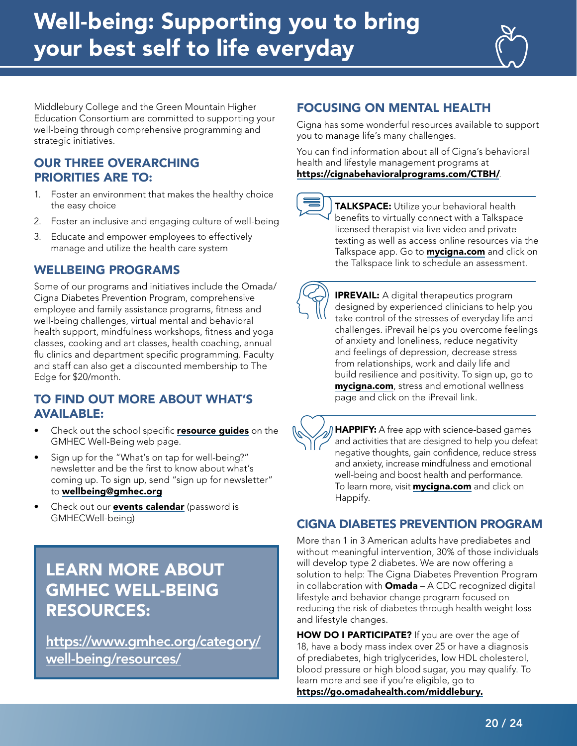# Well-being: Supporting you to bring your best self to life everyday

Middlebury College and the Green Mountain Higher Education Consortium are committed to supporting your well-being through comprehensive programming and strategic initiatives.

## OUR THREE OVERARCHING PRIORITIES ARE TO:

1. Foster an environment that makes the healthy choice the easy choice
2. Foster an inclusive and engaging culture of well-being
3. Educate and empower employees to effectively manage and utilize the health care system

## WELLBEING PROGRAMS

Some of our programs and initiatives include the Omada/ Cigna Diabetes Prevention Program, comprehensive employee and family assistance programs, fitness and well-being challenges, virtual mental and behavioral health support, mindfulness workshops, fitness and yoga classes, cooking and art classes, health coaching, annual flu clinics and department specific programming. Faculty and staff can also get a discounted membership to The Edge for $20/month.

## TO FIND OUT MORE ABOUT WHAT'S AVAILABLE:

- Check out the school specific **resource guides** on the GMHEC Well-Being web page.
- Sign up for the "What's on tap for well-being?" newsletter and be the first to know about what's coming up. To sign up, send "sign up for newsletter" to **wellbeing@gmhec.org**
- Check out our **events calendar** (password is GMHECWell-being)

## LEARN MORE ABOUT GMHEC WELL-BEING RESOURCES:

https://www.gmhec.org/category/well-being/resources/

## FOCUSING ON MENTAL HEALTH

Cigna has some wonderful resources available to support you to manage life's many challenges.

You can find information about all of Cigna's behavioral health and lifestyle management programs at **https://cignabehavioralprograms.com/CTBH/**.

**TALKSPACE:** Utilize your behavioral health benefits to virtually connect with a Talkspace licensed therapist via live video and private texting as well as access online resources via the Talkspace app. Go to **mycigna.com** and click on the Talkspace link to schedule an assessment.

**IPREVAIL:** A digital therapeutics program designed by experienced clinicians to help you take control of the stresses of everyday life and challenges. iPrevail helps you overcome feelings of anxiety and loneliness, reduce negativity and feelings of depression, decrease stress from relationships, work and daily life and build resilience and positivity. To sign up, go to **mycigna.com**, stress and emotional wellness page and click on the iPrevail link.

**HAPPIFY:** A free app with science-based games and activities that are designed to help you defeat negative thoughts, gain confidence, reduce stress and anxiety, increase mindfulness and emotional well-being and boost health and performance. To learn more, visit **mycigna.com** and click on Happify.

## CIGNA DIABETES PREVENTION PROGRAM

More than 1 in 3 American adults have prediabetes and without meaningful intervention, 30% of those individuals will develop type 2 diabetes. We are now offering a solution to help: The Cigna Diabetes Prevention Program in collaboration with **Omada** – A CDC recognized digital lifestyle and behavior change program focused on reducing the risk of diabetes through health weight loss and lifestyle changes.

**HOW DO I PARTICIPATE?** If you are over the age of 18, have a body mass index over 25 or have a diagnosis of prediabetes, high triglycerides, low HDL cholesterol, blood pressure or high blood sugar, you may qualify. To learn more and see if you're eligible, go to **https://go.omadahealth.com/middlebury.**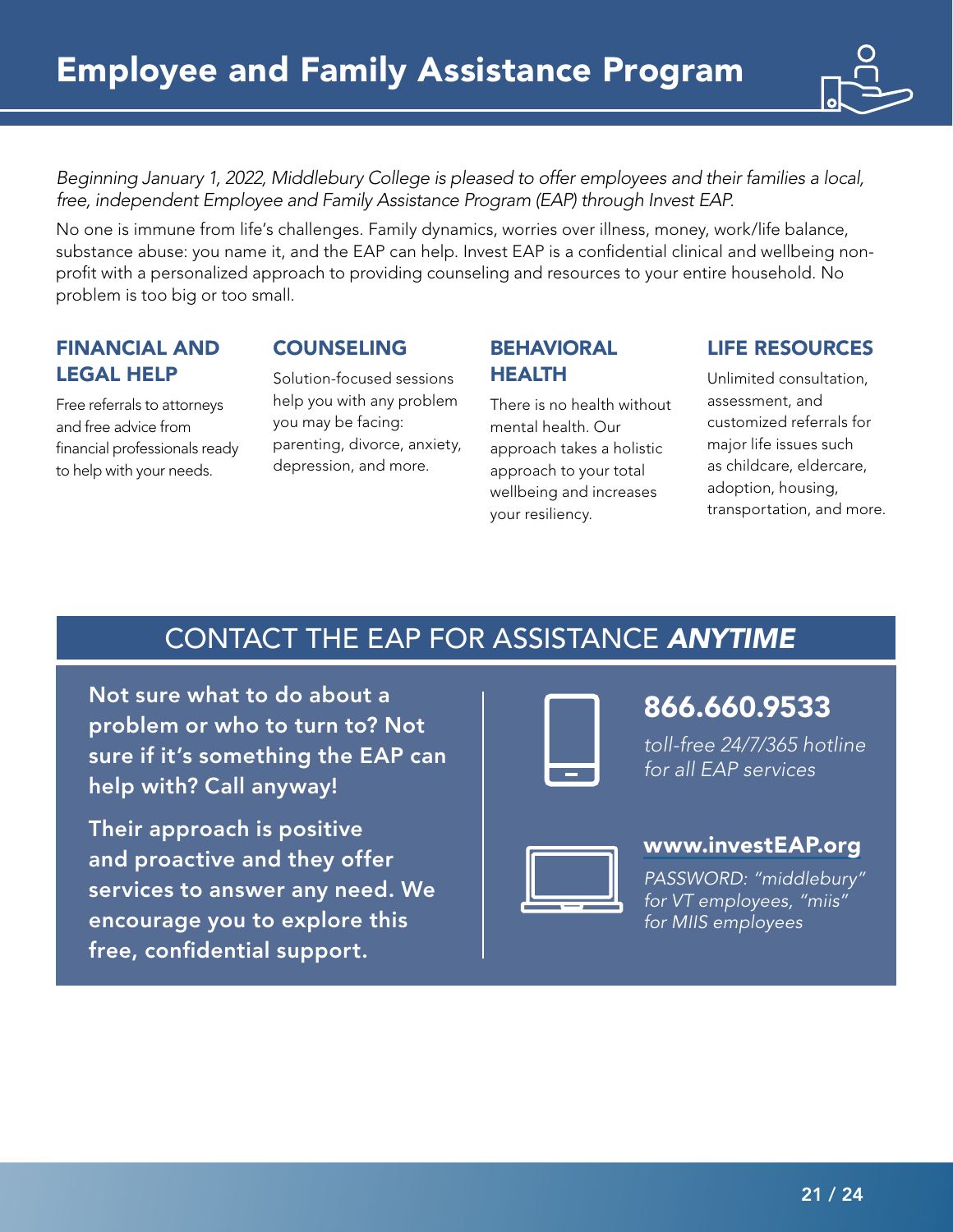# Employee and Family Assistance Program

*Beginning January 1, 2022, Middlebury College is pleased to offer employees and their families a local, free, independent Employee and Family Assistance Program (EAP) through Invest EAP.*

No one is immune from life's challenges. Family dynamics, worries over illness, money, work/life balance, substance abuse: you name it, and the EAP can help. Invest EAP is a confidential clinical and wellbeing non-profit with a personalized approach to providing counseling and resources to your entire household. No problem is too big or too small.

### FINANCIAL AND LEGAL HELP

Free referrals to attorneys and free advice from financial professionals ready to help with your needs.

### COUNSELING

Solution-focused sessions help you with any problem you may be facing: parenting, divorce, anxiety, depression, and more.

### BEHAVIORAL HEALTH

There is no health without mental health. Our approach takes a holistic approach to your total wellbeing and increases your resiliency.

### LIFE RESOURCES

Unlimited consultation, assessment, and customized referrals for major life issues such as childcare, eldercare, adoption, housing, transportation, and more.

## CONTACT THE EAP FOR ASSISTANCE ***ANYTIME***

**Not sure what to do about a problem or who to turn to? Not sure if it's something the EAP can help with? Call anyway!**

**Their approach is positive and proactive and they offer services to answer any need. We encourage you to explore this free, confidential support.**

**866.660.9533**

*toll-free 24/7/365 hotline for all EAP services*

**www.investEAP.org**

*PASSWORD: "middlebury" for VT employees, "miis" for MIIS employees*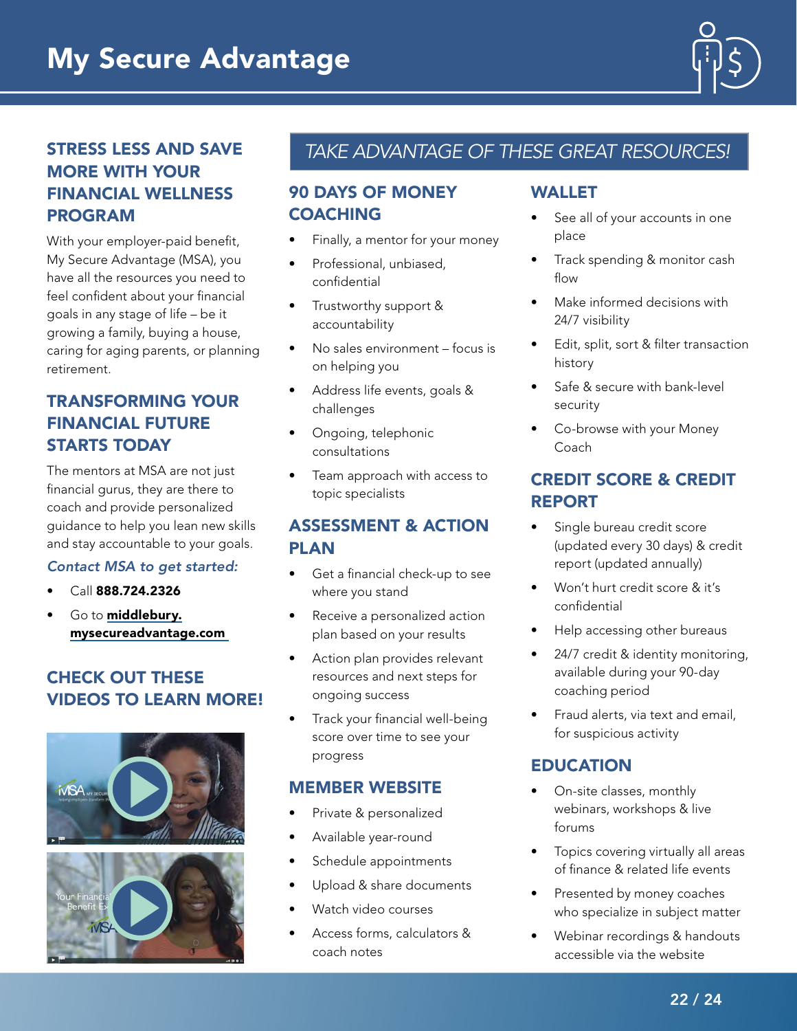# My Secure Advantage

## STRESS LESS AND SAVE MORE WITH YOUR FINANCIAL WELLNESS PROGRAM

With your employer-paid benefit, My Secure Advantage (MSA), you have all the resources you need to feel confident about your financial goals in any stage of life – be it growing a family, buying a house, caring for aging parents, or planning retirement.

## TRANSFORMING YOUR FINANCIAL FUTURE STARTS TODAY

The mentors at MSA are not just financial gurus, they are there to coach and provide personalized guidance to help you lean new skills and stay accountable to your goals.

*Contact MSA to get started:*

- Call **888.724.2326**
- Go to **middlebury.mysecureadvantage.com**

## CHECK OUT THESE VIDEOS TO LEARN MORE!

## *TAKE ADVANTAGE OF THESE GREAT RESOURCES!*

### 90 DAYS OF MONEY COACHING

- Finally, a mentor for your money
- Professional, unbiased, confidential
- Trustworthy support & accountability
- No sales environment – focus is on helping you
- Address life events, goals & challenges
- Ongoing, telephonic consultations
- Team approach with access to topic specialists

### ASSESSMENT & ACTION PLAN

- Get a financial check-up to see where you stand
- Receive a personalized action plan based on your results
- Action plan provides relevant resources and next steps for ongoing success
- Track your financial well-being score over time to see your progress

### MEMBER WEBSITE

- Private & personalized
- Available year-round
- Schedule appointments
- Upload & share documents
- Watch video courses
- Access forms, calculators & coach notes

### WALLET

- See all of your accounts in one place
- Track spending & monitor cash flow
- Make informed decisions with 24/7 visibility
- Edit, split, sort & filter transaction history
- Safe & secure with bank-level security
- Co-browse with your Money Coach

### CREDIT SCORE & CREDIT REPORT

- Single bureau credit score (updated every 30 days) & credit report (updated annually)
- Won't hurt credit score & it's confidential
- Help accessing other bureaus
- 24/7 credit & identity monitoring, available during your 90-day coaching period
- Fraud alerts, via text and email, for suspicious activity

### EDUCATION

- On-site classes, monthly webinars, workshops & live forums
- Topics covering virtually all areas of finance & related life events
- Presented by money coaches who specialize in subject matter
- Webinar recordings & handouts accessible via the website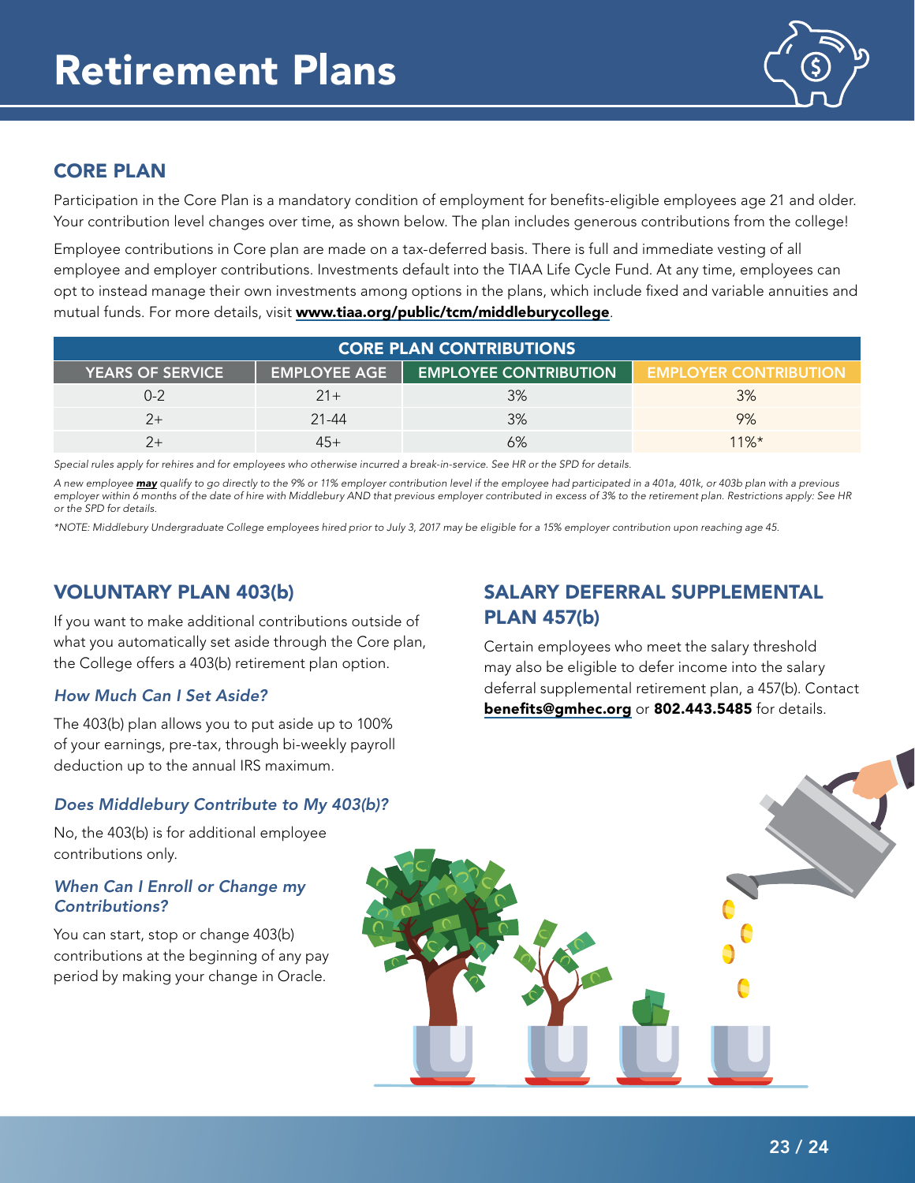# Retirement Plans

## CORE PLAN

Participation in the Core Plan is a mandatory condition of employment for benefits-eligible employees age 21 and older. Your contribution level changes over time, as shown below. The plan includes generous contributions from the college!

Employee contributions in Core plan are made on a tax-deferred basis. There is full and immediate vesting of all employee and employer contributions. Investments default into the TIAA Life Cycle Fund. At any time, employees can opt to instead manage their own investments among options in the plans, which include fixed and variable annuities and mutual funds. For more details, visit **www.tiaa.org/public/tcm/middleburycollege**.

| CORE PLAN CONTRIBUTIONS | | | |
|---|---|---|---|
| YEARS OF SERVICE | EMPLOYEE AGE | EMPLOYEE CONTRIBUTION | EMPLOYER CONTRIBUTION |
| 0-2 | 21+ | 3% | 3% |
| 2+ | 21-44 | 3% | 9% |
| 2+ | 45+ | 6% | 11%* |

*Special rules apply for rehires and for employees who otherwise incurred a break-in-service. See HR or the SPD for details.*

*A new employee **may** qualify to go directly to the 9% or 11% employer contribution level if the employee had participated in a 401a, 401k, or 403b plan with a previous employer within 6 months of the date of hire with Middlebury AND that previous employer contributed in excess of 3% to the retirement plan. Restrictions apply: See HR or the SPD for details.*

*\*NOTE: Middlebury Undergraduate College employees hired prior to July 3, 2017 may be eligible for a 15% employer contribution upon reaching age 45.*

## VOLUNTARY PLAN 403(b)

If you want to make additional contributions outside of what you automatically set aside through the Core plan, the College offers a 403(b) retirement plan option.

### *How Much Can I Set Aside?*

The 403(b) plan allows you to put aside up to 100% of your earnings, pre-tax, through bi-weekly payroll deduction up to the annual IRS maximum.

### *Does Middlebury Contribute to My 403(b)?*

No, the 403(b) is for additional employee contributions only.

### *When Can I Enroll or Change my Contributions?*

You can start, stop or change 403(b) contributions at the beginning of any pay period by making your change in Oracle.

## SALARY DEFERRAL SUPPLEMENTAL PLAN 457(b)

Certain employees who meet the salary threshold may also be eligible to defer income into the salary deferral supplemental retirement plan, a 457(b). Contact **benefits@gmhec.org** or **802.443.5485** for details.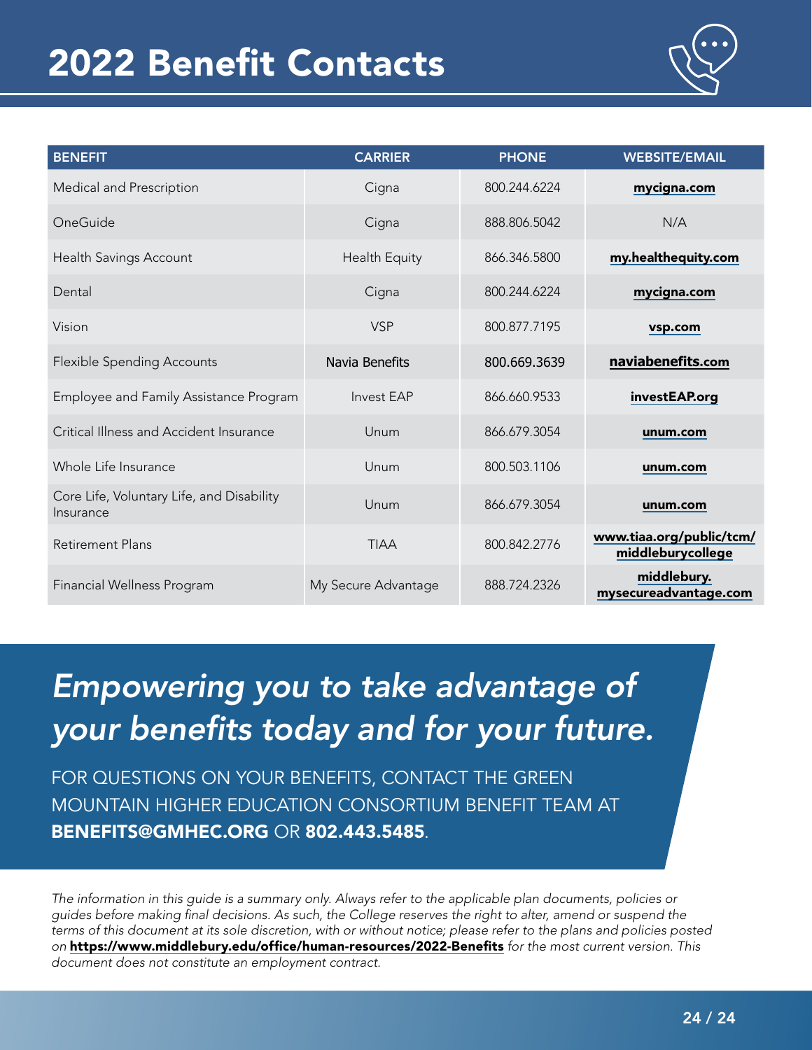# 2022 Benefit Contacts

| BENEFIT | CARRIER | PHONE | WEBSITE/EMAIL |
|---|---|---|---|
| Medical and Prescription | Cigna | 800.244.6224 | **mycigna.com** |
| OneGuide | Cigna | 888.806.5042 | N/A |
| Health Savings Account | Health Equity | 866.346.5800 | **my.healthequity.com** |
| Dental | Cigna | 800.244.6224 | **mycigna.com** |
| Vision | VSP | 800.877.7195 | **vsp.com** |
| Flexible Spending Accounts | Navia Benefits | 800.669.3639 | **naviabenefits.com** |
| Employee and Family Assistance Program | Invest EAP | 866.660.9533 | **investEAP.org** |
| Critical Illness and Accident Insurance | Unum | 866.679.3054 | **unum.com** |
| Whole Life Insurance | Unum | 800.503.1106 | **unum.com** |
| Core Life, Voluntary Life, and Disability Insurance | Unum | 866.679.3054 | **unum.com** |
| Retirement Plans | TIAA | 800.842.2776 | **www.tiaa.org/public/tcm/middleburycollege** |
| Financial Wellness Program | My Secure Advantage | 888.724.2326 | **middlebury.mysecureadvantage.com** |

## *Empowering you to take advantage of your benefits today and for your future.*

FOR QUESTIONS ON YOUR BENEFITS, CONTACT THE GREEN MOUNTAIN HIGHER EDUCATION CONSORTIUM BENEFIT TEAM AT **BENEFITS@GMHEC.ORG** OR **802.443.5485**.

*The information in this guide is a summary only. Always refer to the applicable plan documents, policies or guides before making final decisions. As such, the College reserves the right to alter, amend or suspend the terms of this document at its sole discretion, with or without notice; please refer to the plans and policies posted on* **https://www.middlebury.edu/office/human-resources/2022-Benefits** *for the most current version. This document does not constitute an employment contract.*